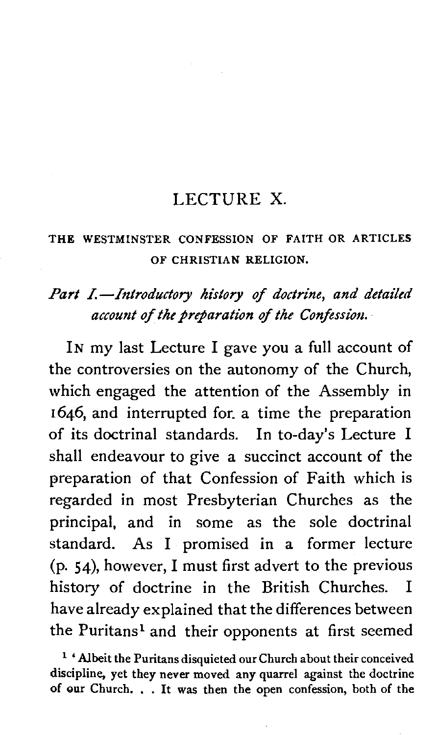# LECTURE X.

## THE WESTMINSTER CONFESSION OF FAITH OR ARTICLES OF CHRISTIAN RELIGION.

### *Part I.—Introductory history of doctrine, and detailed account of the preparation of the Confession.*

IN my last Lecture I gave you a full account of the controversies on the autonomy of the Church, which engaged the attention of the Assembly in 1646, and interrupted for a time the preparation of its doctrinal standards. In to-day's Lecture I shall endeavour to give a succinct account of the preparation of that Confession of Faith which is regarded in most Presbyterian Churches as the principal, and in some as the sole doctrinal standard. As I promised in a former lecture (p. 54), however, I must first advert to the previous history of doctrine in the British Churches. I have already explained that the differences between the Puritans[1] and their opponents at first seemed

[1] 'Albeit the Puritans disquieted our Church about their conceived discipline, yet they never moved any quarrel against the doctrine of our Church. . . It was then the open confession, both of the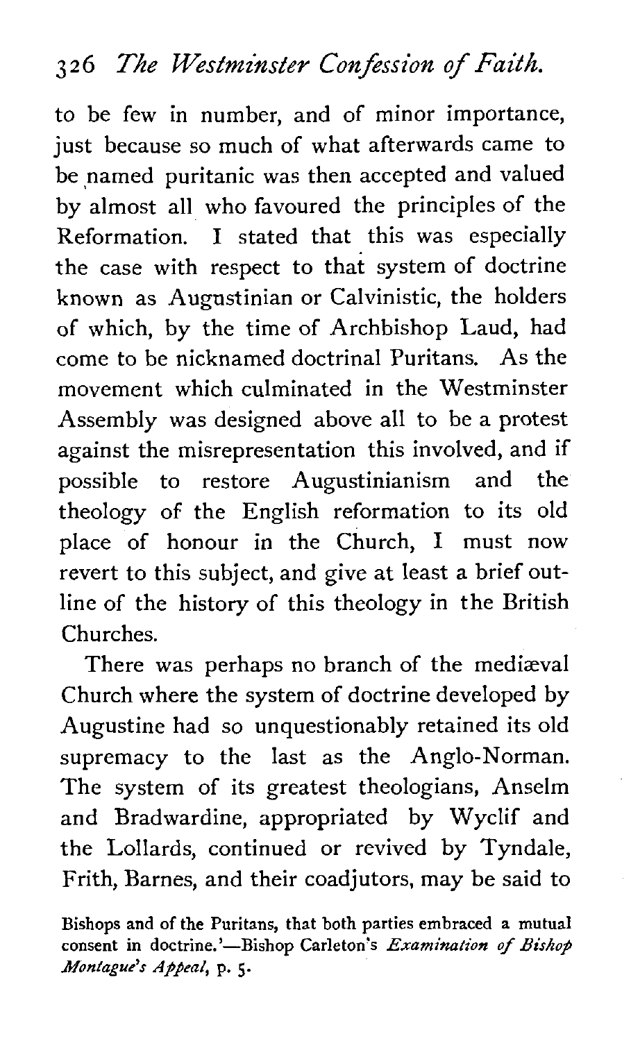to be few in number, and of minor importance, just because so much of what afterwards came to be named puritanic was then accepted and valued by almost all who favoured the principles of the Reformation. I stated that this was especially the case with respect to that system of doctrine known as Augustinian or Calvinistic, the holders of which, by the time of Archbishop Laud, had come to be nicknamed doctrinal Puritans. As the movement which culminated in the Westminster Assembly was designed above all to be a protest against the misrepresentation this involved, and if possible to restore Augustinianism and the theology of the English reformation to its old place of honour in the Church, I must now revert to this subject, and give at least a brief outline of the history of this theology in the British Churches.

There was perhaps no branch of the mediæval Church where the system of doctrine developed by Augustine had so unquestionably retained its old supremacy to the last as the Anglo-Norman. The system of its greatest theologians, Anselm and Bradwardine, appropriated by Wyclif and the Lollards, continued or revived by Tyndale, Frith, Barnes, and their coadjutors, may be said to

Bishops and of the Puritans, that both parties embraced a mutual consent in doctrine.'—Bishop Carleton's *Examination of Bishop Montague's Appeal*, p. 5.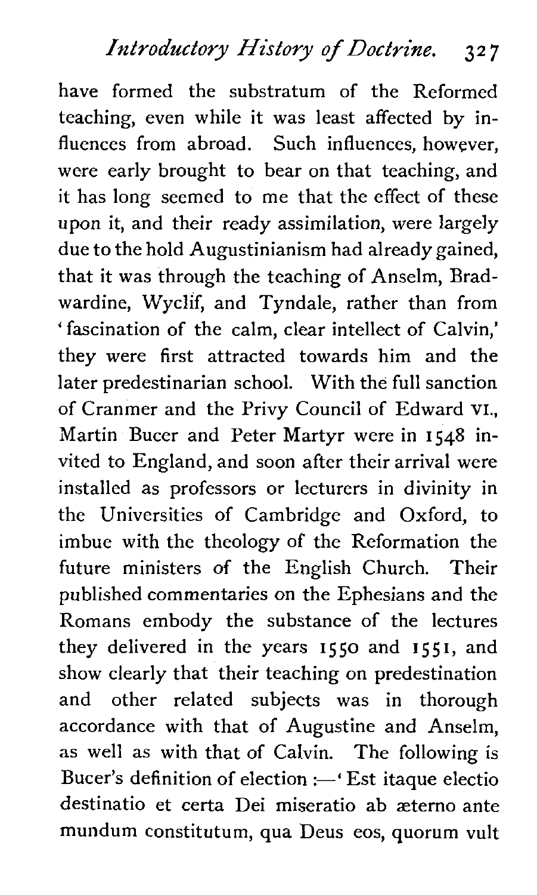have formed the substratum of the Reformed teaching, even while it was least affected by influences from abroad. Such influences, however, were early brought to bear on that teaching, and it has long seemed to me that the effect of these upon it, and their ready assimilation, were largely due to the hold Augustinianism had already gained, that it was through the teaching of Anselm, Bradwardine, Wyclif, and Tyndale, rather than from 'fascination of the calm, clear intellect of Calvin,' they were first attracted towards him and the later predestinarian school. With the full sanction of Cranmer and the Privy Council of Edward VI., Martin Bucer and Peter Martyr were in 1548 invited to England, and soon after their arrival were installed as professors or lecturers in divinity in the Universities of Cambridge and Oxford, to imbue with the theology of the Reformation the future ministers of the English Church. Their published commentaries on the Ephesians and the Romans embody the substance of the lectures they delivered in the years 1550 and 1551, and show clearly that their teaching on predestination and other related subjects was in thorough accordance with that of Augustine and Anselm, as well as with that of Calvin. The following is Bucer's definition of election :—'Est itaque electio destinatio et certa Dei miseratio ab æterno ante mundum constitutum, qua Deus eos, quorum vult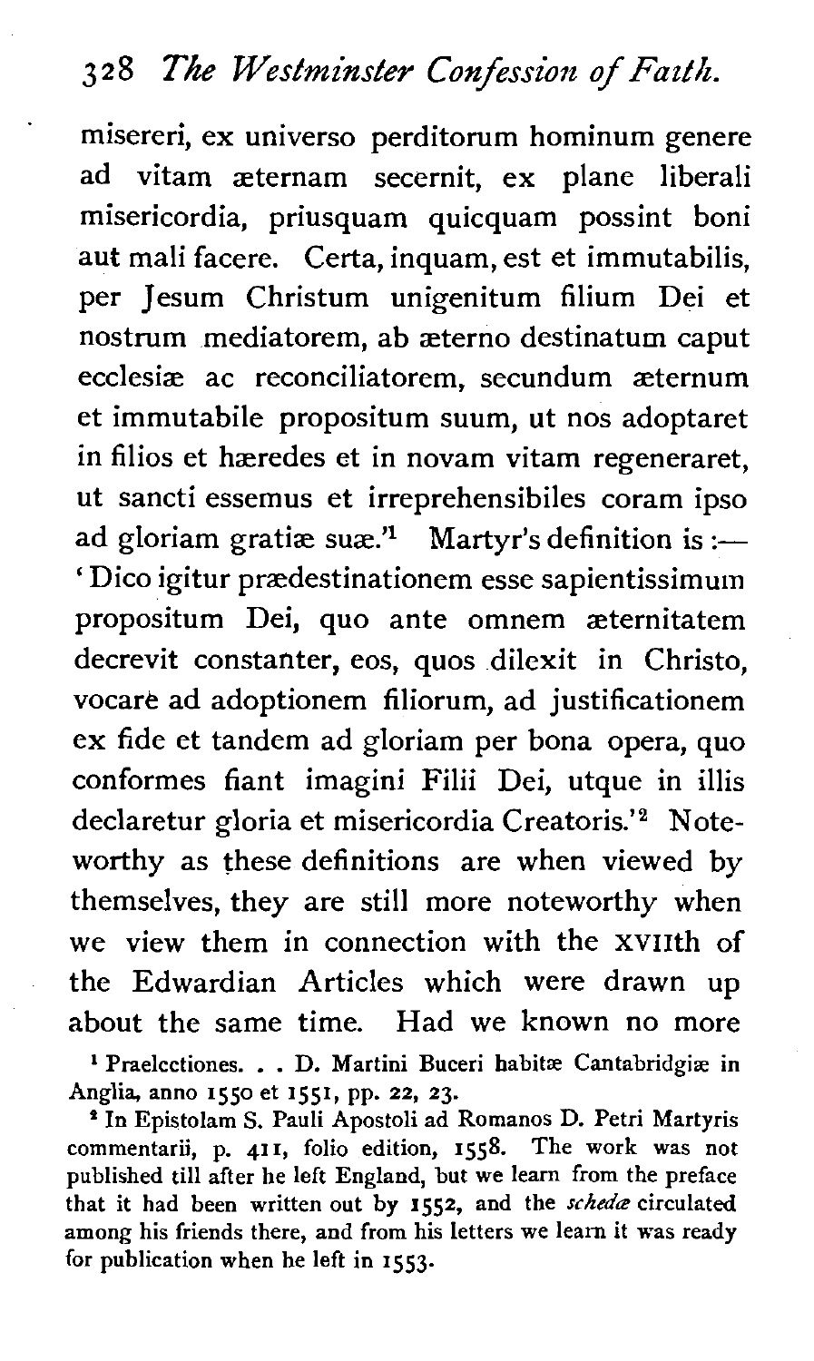misereri, ex universo perditorum hominum genere ad vitam æternam secernit, ex plane liberali misericordia, priusquam quicquam possint boni aut mali facere. Certa, inquam, est et immutabilis, per Jesum Christum unigenitum filium Dei et nostrum mediatorem, ab æterno destinatum caput ecclesiæ ac reconciliatorem, secundum æternum et immutabile propositum suum, ut nos adoptaret in filios et hæredes et in novam vitam regeneraret, ut sancti essemus et irreprehensibiles coram ipso ad gloriam gratiæ suæ.'[1] Martyr's definition is :— 'Dico igitur prædestinationem esse sapientissimum propositum Dei, quo ante omnem æternitatem decrevit constanter, eos, quos dilexit in Christo, vocare ad adoptionem filiorum, ad justificationem ex fide et tandem ad gloriam per bona opera, quo conformes fiant imagini Filii Dei, utque in illis declaretur gloria et misericordia Creatoris.'[2] Noteworthy as these definitions are when viewed by themselves, they are still more noteworthy when we view them in connection with the XVIIth of the Edwardian Articles which were drawn up about the same time. Had we known no more

[1] Praelectiones. . . D. Martini Buceri habitæ Cantabridgiæ in Anglia, anno 1550 et 1551, pp. 22, 23.

[2] In Epistolam S. Pauli Apostoli ad Romanos D. Petri Martyris commentarii, p. 411, folio edition, 1558. The work was not published till after he left England, but we learn from the preface that it had been written out by 1552, and the *schedæ* circulated among his friends there, and from his letters we learn it was ready for publication when he left in 1553.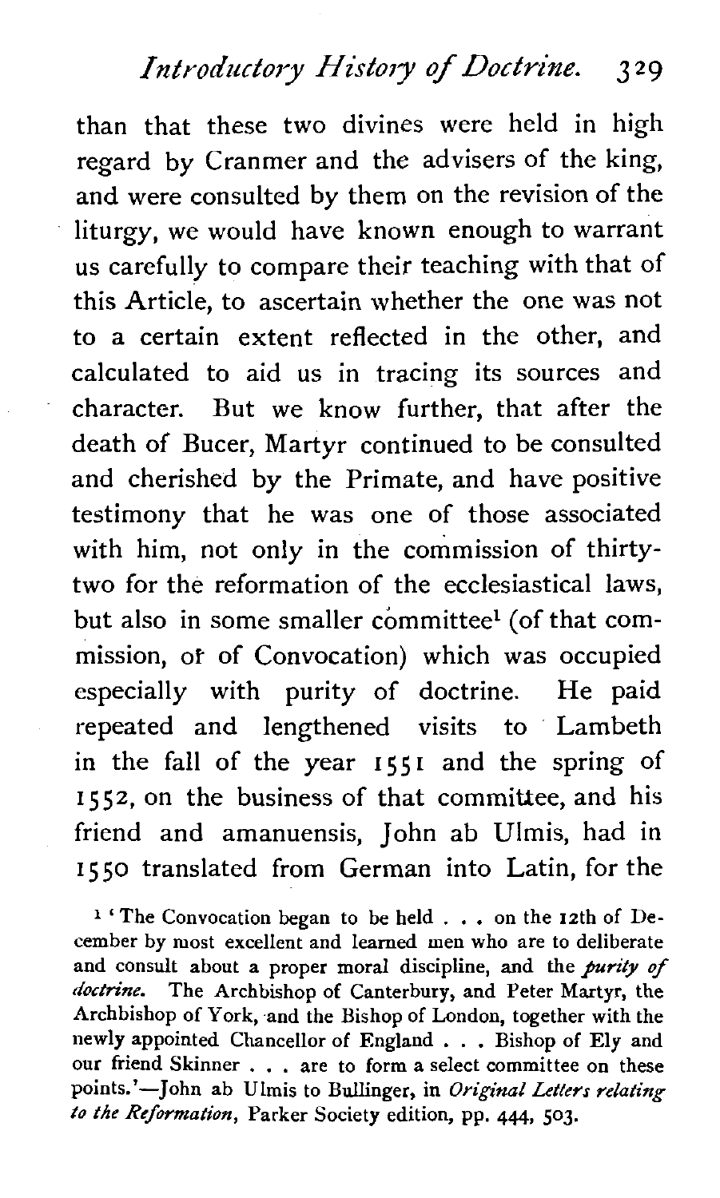than that these two divines were held in high regard by Cranmer and the advisers of the king, and were consulted by them on the revision of the liturgy, we would have known enough to warrant us carefully to compare their teaching with that of this Article, to ascertain whether the one was not to a certain extent reflected in the other, and calculated to aid us in tracing its sources and character. But we know further, that after the death of Bucer, Martyr continued to be consulted and cherished by the Primate, and have positive testimony that he was one of those associated with him, not only in the commission of thirty-two for the reformation of the ecclesiastical laws, but also in some smaller committee[1] (of that commission, or of Convocation) which was occupied especially with purity of doctrine. He paid repeated and lengthened visits to Lambeth in the fall of the year 1551 and the spring of 1552, on the business of that committee, and his friend and amanuensis, John ab Ulmis, had in 1550 translated from German into Latin, for the

[1] 'The Convocation began to be held . . . on the 12th of December by most excellent and learned men who are to deliberate and consult about a proper moral discipline, and the *purity of doctrine*. The Archbishop of Canterbury, and Peter Martyr, the Archbishop of York, and the Bishop of London, together with the newly appointed Chancellor of England . . . Bishop of Ely and our friend Skinner . . . are to form a select committee on these points.'—John ab Ulmis to Bullinger, in *Original Letters relating to the Reformation*, Parker Society edition, pp. 444, 503.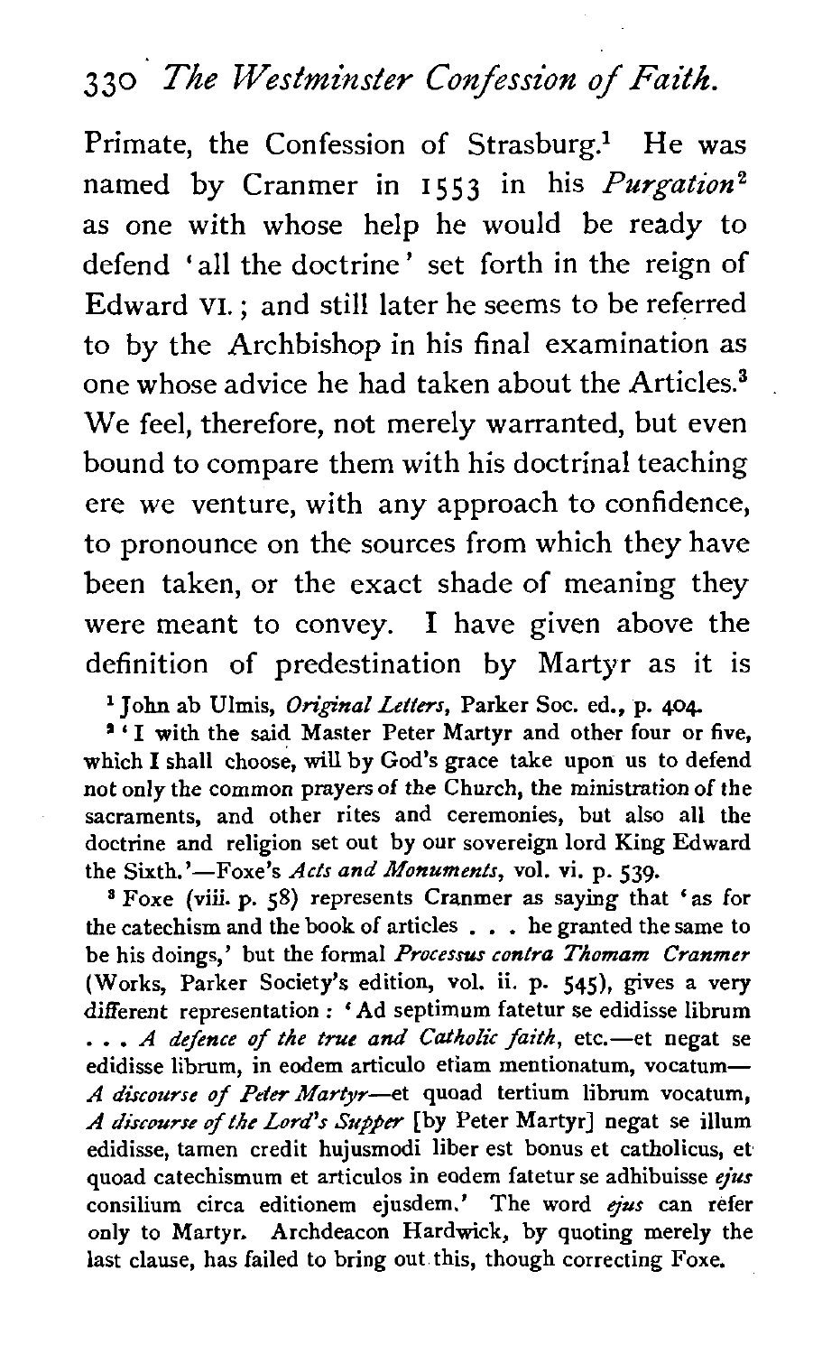Primate, the Confession of Strasburg.[1] He was named by Cranmer in 1553 in his *Purgation*[2] as one with whose help he would be ready to defend 'all the doctrine' set forth in the reign of Edward VI.; and still later he seems to be referred to by the Archbishop in his final examination as one whose advice he had taken about the Articles.[3] We feel, therefore, not merely warranted, but even bound to compare them with his doctrinal teaching ere we venture, with any approach to confidence, to pronounce on the sources from which they have been taken, or the exact shade of meaning they were meant to convey. I have given above the definition of predestination by Martyr as it is

[1] John ab Ulmis, *Original Letters*, Parker Soc. ed., p. 404.

[2] 'I with the said Master Peter Martyr and other four or five, which I shall choose, will by God's grace take upon us to defend not only the common prayers of the Church, the ministration of the sacraments, and other rites and ceremonies, but also all the doctrine and religion set out by our sovereign lord King Edward the Sixth.'—Foxe's *Acts and Monuments*, vol. vi. p. 539.

[3] Foxe (viii. p. 58) represents Cranmer as saying that 'as for the catechism and the book of articles . . . he granted the same to be his doings,' but the formal *Processus contra Thomam Cranmer* (Works, Parker Society's edition, vol. ii. p. 545), gives a very different representation: 'Ad septimum fatetur se edidisse librum . . . *A defence of the true and Catholic faith*, etc.—et negat se edidisse librum, in eodem articulo etiam mentionatum, vocatum—*A discourse of Peter Martyr*—et quoad tertium librum vocatum, *A discourse of the Lord's Supper* [by Peter Martyr] negat se illum edidisse, tamen credit hujusmodi liber est bonus et catholicus, et quoad catechismum et articulos in eodem fatetur se adhibuisse *ejus* consilium circa editionem ejusdem.' The word *ejus* can refer only to Martyr. Archdeacon Hardwick, by quoting merely the last clause, has failed to bring out this, though correcting Foxe.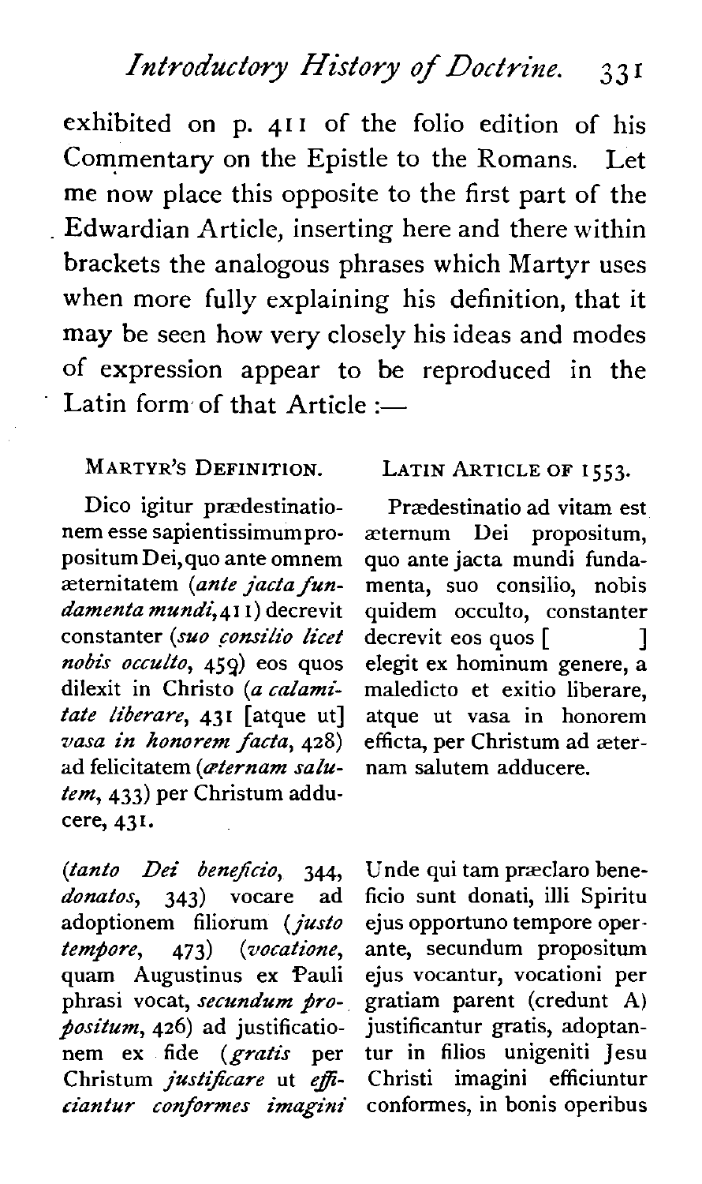exhibited on p. 411 of the folio edition of his Commentary on the Epistle to the Romans. Let me now place this opposite to the first part of the Edwardian Article, inserting here and there within brackets the analogous phrases which Martyr uses when more fully explaining his definition, that it may be seen how very closely his ideas and modes of expression appear to be reproduced in the Latin form of that Article :—

| MARTYR'S DEFINITION. | LATIN ARTICLE OF 1553. |
|---|---|
| Dico igitur prædestinationem esse sapientissimum propositum Dei, quo ante omnem æternitatem (*ante jacta fundamenta mundi*, 411) decrevit constanter (*suo consilio licet nobis occulto*, 459) eos quos dilexit in Christo (*a calamitate liberare*, 431 [atque ut] *vasa in honorem facta*, 428) ad felicitatem (*æternam salutem*, 433) per Christum adducere, 431. | Prædestinatio ad vitam est æternum Dei propositum, quo ante jacta mundi fundamenta, suo consilio, nobis quidem occulto, constanter decrevit eos quos [ ] elegit ex hominum genere, a maledicto et exitio liberare, atque ut vasa in honorem efficta, per Christum ad æternam salutem adducere. |
| (*tanto Dei beneficio*, 344, *donatos*, 343) vocare ad adoptionem filiorum (*justo tempore*, 473) (*vocatione*, quam Augustinus ex Pauli phrasi vocat, *secundum propositum*, 426) ad justificationem ex fide (*gratis* per Christum *justificare* ut *efficiantur conformes imagini* | Unde qui tam præclaro beneficio sunt donati, illi Spiritu ejus opportuno tempore operante, secundum propositum ejus vocantur, vocationi per gratiam parent (credunt A) justificantur gratis, adoptantur in filios unigeniti Jesu Christi imagini efficiuntur conformes, in bonis operibus |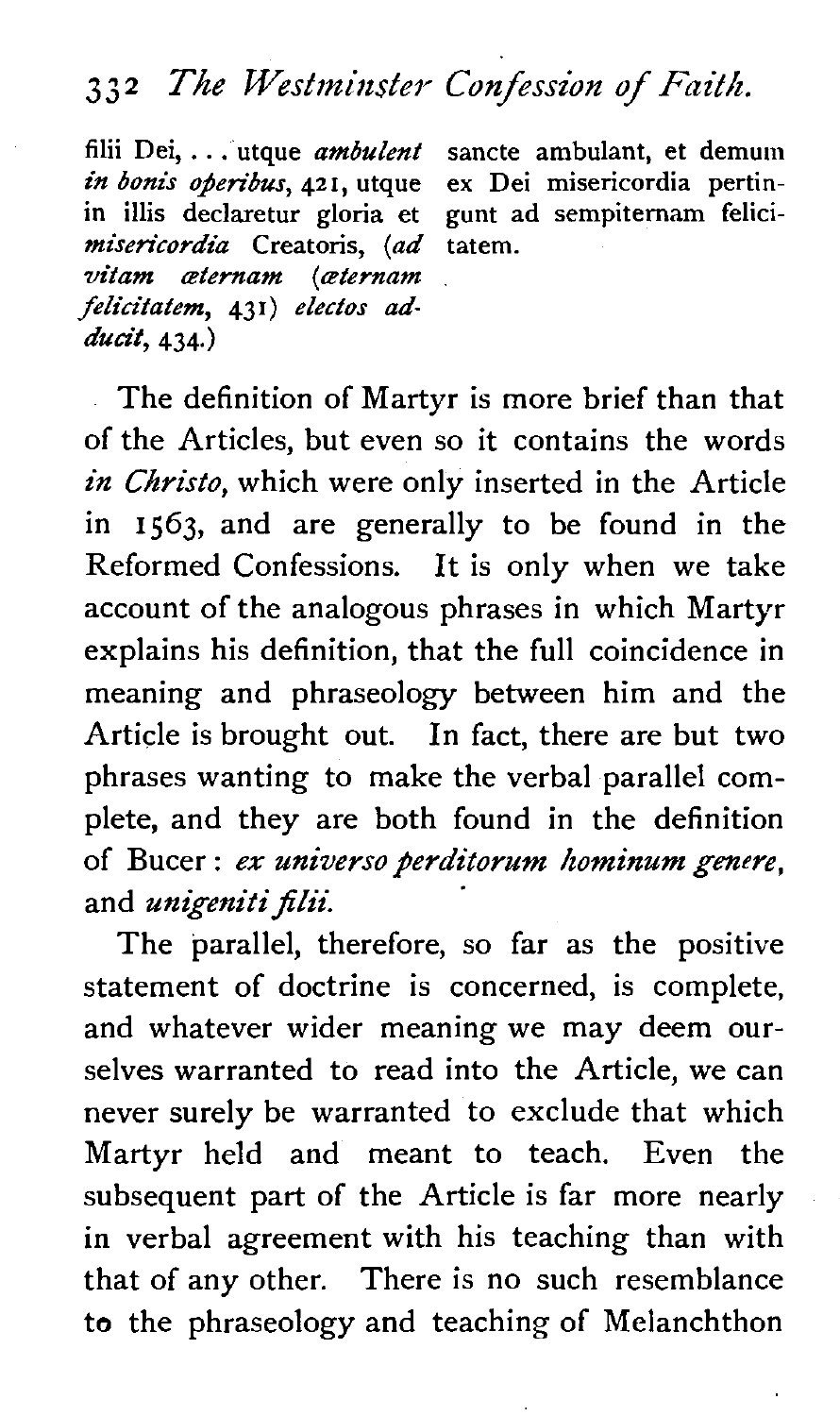filii Dei, . . . utque *ambulent in bonis operibus*, 421, utque in illis declaretur gloria et *misericordia* Creatoris, (*ad vitam æternam* (*æternam felicitatem*, 431) *electos adducit*, 434.)

sancte ambulant, et demum ex Dei misericordia pertingunt ad sempiternam felicitatem.

The definition of Martyr is more brief than that of the Articles, but even so it contains the words *in Christo*, which were only inserted in the Article in 1563, and are generally to be found in the Reformed Confessions. It is only when we take account of the analogous phrases in which Martyr explains his definition, that the full coincidence in meaning and phraseology between him and the Article is brought out. In fact, there are but two phrases wanting to make the verbal parallel complete, and they are both found in the definition of Bucer: *ex universo perditorum hominum genere*, and *unigeniti filii*.

The parallel, therefore, so far as the positive statement of doctrine is concerned, is complete, and whatever wider meaning we may deem ourselves warranted to read into the Article, we can never surely be warranted to exclude that which Martyr held and meant to teach. Even the subsequent part of the Article is far more nearly in verbal agreement with his teaching than with that of any other. There is no such resemblance to the phraseology and teaching of Melanchthon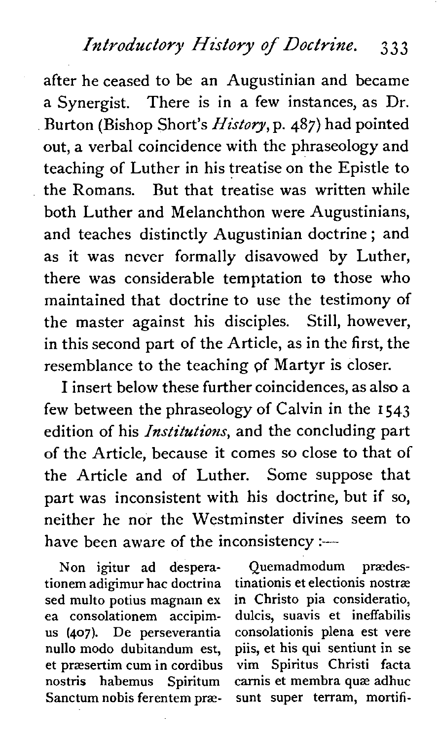after he ceased to be an Augustinian and became a Synergist. There is in a few instances, as Dr. Burton (Bishop Short's *History*, p. 487) had pointed out, a verbal coincidence with the phraseology and teaching of Luther in his treatise on the Epistle to the Romans. But that treatise was written while both Luther and Melanchthon were Augustinians, and teaches distinctly Augustinian doctrine; and as it was never formally disavowed by Luther, there was considerable temptation to those who maintained that doctrine to use the testimony of the master against his disciples. Still, however, in this second part of the Article, as in the first, the resemblance to the teaching of Martyr is closer.

I insert below these further coincidences, as also a few between the phraseology of Calvin in the 1543 edition of his *Institutions*, and the concluding part of the Article, because it comes so close to that of the Article and of Luther. Some suppose that part was inconsistent with his doctrine, but if so, neither he nor the Westminster divines seem to have been aware of the inconsistency :—

Non igitur ad desperationem adigimur hac doctrina sed multo potius magnam ex ea consolationem accipimus (407). De perseverantia nullo modo dubitandum est, et præsertim cum in cordibus nostris habemus Spiritum Sanctum nobis ferentem præ-

Quemadmodum prædestinationis et electionis nostræ in Christo pia consideratio, dulcis, suavis et ineffabilis consolationis plena est vere piis, et his qui sentiunt in se vim Spiritus Christi facta carnis et membra quæ adhuc sunt super terram, mortifi-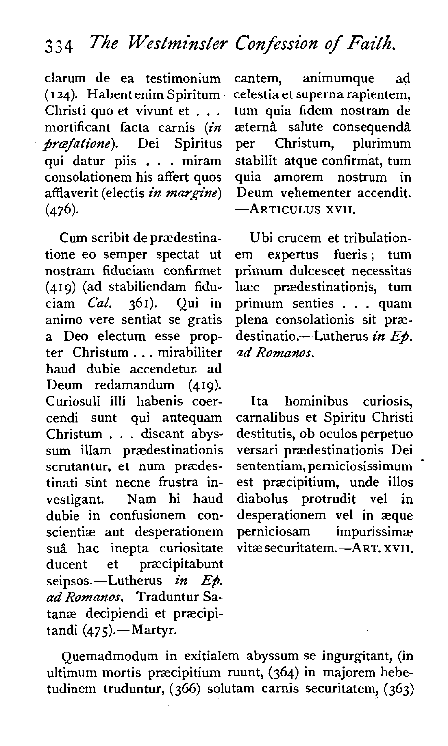clarum de ea testimonium (124). Habent enim Spiritum Christi quo et vivunt et . . . mortificant facta carnis (*in præfatione*). Dei Spiritus qui datur piis . . . miram consolationem his affert quos afflaverit (electis *in margine*) (476).

cantem, animumque ad celestia et superna rapientem, tum quia fidem nostram de æternâ salute consequendâ per Christum, plurimum stabilit atque confirmat, tum quia amorem nostrum in Deum vehementer accendit. —ARTICULUS XVII.

Cum scribit de prædestinatione eo semper spectat ut nostram fiduciam confirmet (419) (ad stabiliendam fiduciam *Cal.* 361). Qui in animo vere sentiat se gratis a Deo electum esse propter Christum . . . mirabiliter haud dubie accendetur ad Deum redamandum (419).

Ubi crucem et tribulationem expertus fueris; tum primum dulcescet necessitas hæc prædestinationis, tum primum senties . . . quam plena consolationis sit prædestinatio.—Lutherus *in Ep. ad Romanos.*

Curiosuli illi habenis coercendi sunt qui antequam Christum . . . discant abyssum illam prædestinationis scrutantur, et num prædestinati sint necne frustra investigant. Nam hi haud dubie in confusionem conscientiæ aut desperationem suâ hac inepta curiositate ducent et præcipitabunt seipsos.—Lutherus *in Ep. ad Romanos.* Traduntur Satanæ decipiendi et præcipitandi (475).—Martyr.

Ita hominibus curiosis, carnalibus et Spiritu Christi destitutis, ob oculos perpetuo versari prædestinationis Dei sententiam, perniciosissimum est præcipitium, unde illos diabolus protrudit vel in desperationem vel in æque perniciosam impurissimæ vitæ securitatem.—ART. XVII.

Quemadmodum in exitialem abyssum se ingurgitant, (in ultimum mortis præcipitium ruunt, (364) in majorem hebetudinem truduntur, (366) solutam carnis securitatem, (363)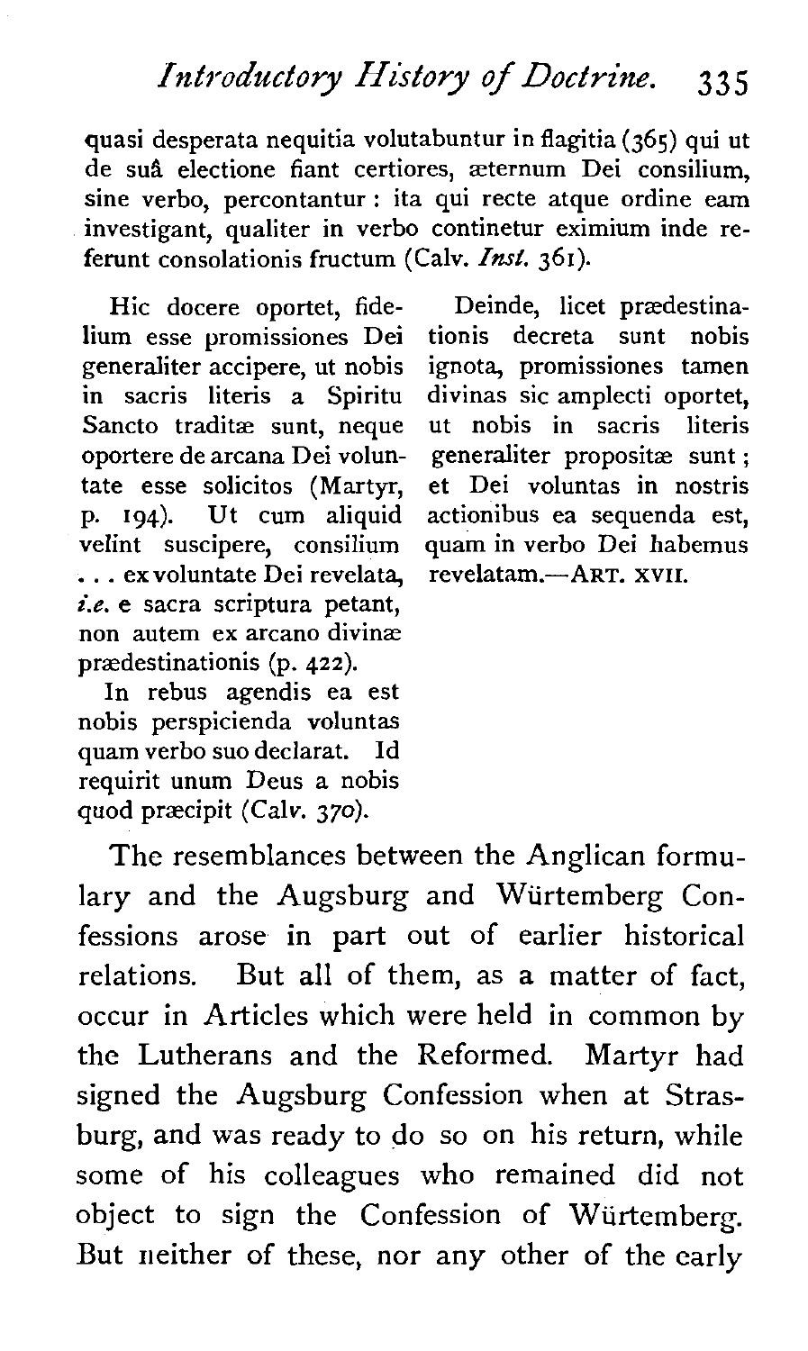quasi desperata nequitia volutabuntur in flagitia (365) qui ut de suâ electione fiant certiores, æternum Dei consilium, sine verbo, percontantur: ita qui recte atque ordine eam investigant, qualiter in verbo continetur eximium inde referunt consolationis fructum (Calv. *Inst.* 361).

Hic docere oportet, fidelium esse promissiones Dei generaliter accipere, ut nobis in sacris literis a Spiritu Sancto traditæ sunt, neque oportere de arcana Dei voluntate esse solicitos (Martyr, p. 194). Ut cum aliquid velint suscipere, consilium . . . ex voluntate Dei revelata, *i.e.* e sacra scriptura petant, non autem ex arcano divinæ prædestinationis (p. 422).

In rebus agendis ea est nobis perspicienda voluntas quam verbo suo declarat. Id requirit unum Deus a nobis quod præcipit (Calv. 370).

Deinde, licet prædestinationis decreta sunt nobis ignota, promissiones tamen divinas sic amplecti oportet, ut nobis in sacris literis generaliter propositæ sunt; et Dei voluntas in nostris actionibus ea sequenda est, quam in verbo Dei habemus revelatam.—ART. XVII.

The resemblances between the Anglican formulary and the Augsburg and Würtemberg Confessions arose in part out of earlier historical relations. But all of them, as a matter of fact, occur in Articles which were held in common by the Lutherans and the Reformed. Martyr had signed the Augsburg Confession when at Strasburg, and was ready to do so on his return, while some of his colleagues who remained did not object to sign the Confession of Würtemberg. But neither of these, nor any other of the early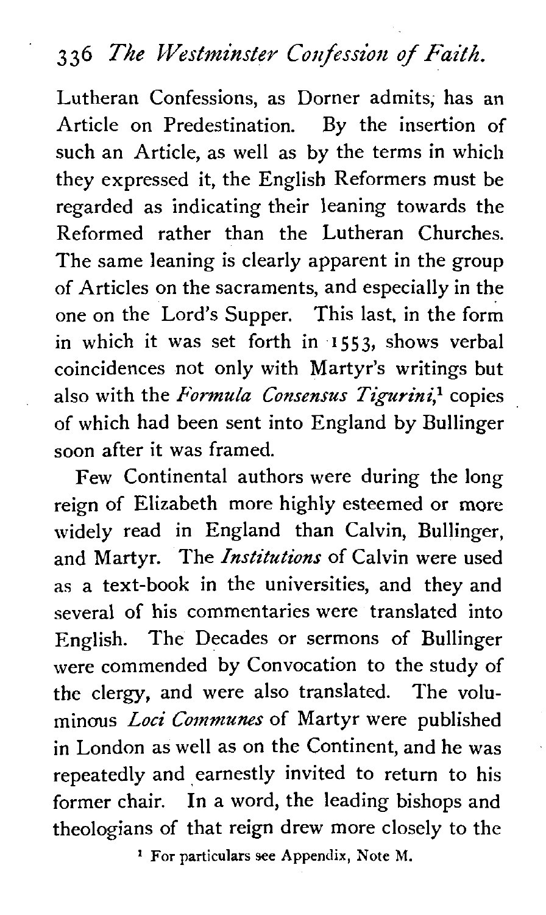Lutheran Confessions, as Dorner admits, has an Article on Predestination. By the insertion of such an Article, as well as by the terms in which they expressed it, the English Reformers must be regarded as indicating their leaning towards the Reformed rather than the Lutheran Churches. The same leaning is clearly apparent in the group of Articles on the sacraments, and especially in the one on the Lord's Supper. This last, in the form in which it was set forth in 1553, shows verbal coincidences not only with Martyr's writings but also with the *Formula Consensus Tigurini*,[1] copies of which had been sent into England by Bullinger soon after it was framed.

Few Continental authors were during the long reign of Elizabeth more highly esteemed or more widely read in England than Calvin, Bullinger, and Martyr. The *Institutions* of Calvin were used as a text-book in the universities, and they and several of his commentaries were translated into English. The Decades or sermons of Bullinger were commended by Convocation to the study of the clergy, and were also translated. The voluminous *Loci Communes* of Martyr were published in London as well as on the Continent, and he was repeatedly and earnestly invited to return to his former chair. In a word, the leading bishops and theologians of that reign drew more closely to the

[1] For particulars see Appendix, Note M.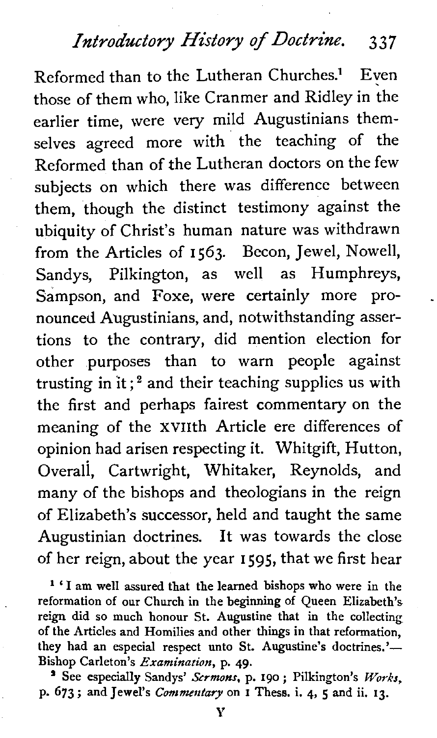Reformed than to the Lutheran Churches.[1] Even those of them who, like Cranmer and Ridley in the earlier time, were very mild Augustinians themselves agreed more with the teaching of the Reformed than of the Lutheran doctors on the few subjects on which there was difference between them, though the distinct testimony against the ubiquity of Christ's human nature was withdrawn from the Articles of 1563. Becon, Jewel, Nowell, Sandys, Pilkington, as well as Humphreys, Sampson, and Foxe, were certainly more pronounced Augustinians, and, notwithstanding assertions to the contrary, did mention election for other purposes than to warn people against trusting in it;[2] and their teaching supplies us with the first and perhaps fairest commentary on the meaning of the XVIIth Article ere differences of opinion had arisen respecting it. Whitgift, Hutton, Overall, Cartwright, Whitaker, Reynolds, and many of the bishops and theologians in the reign of Elizabeth's successor, held and taught the same Augustinian doctrines. It was towards the close of her reign, about the year 1595, that we first hear

[1] 'I am well assured that the learned bishops who were in the reformation of our Church in the beginning of Queen Elizabeth's reign did so much honour St. Augustine that in the collecting of the Articles and Homilies and other things in that reformation, they had an especial respect unto St. Augustine's doctrines.'—Bishop Carleton's *Examination*, p. 49.

[2] See especially Sandys' *Sermons*, p. 190; Pilkington's *Works*, p. 673; and Jewel's *Commentary* on 1 Thess. i. 4, 5 and ii. 13.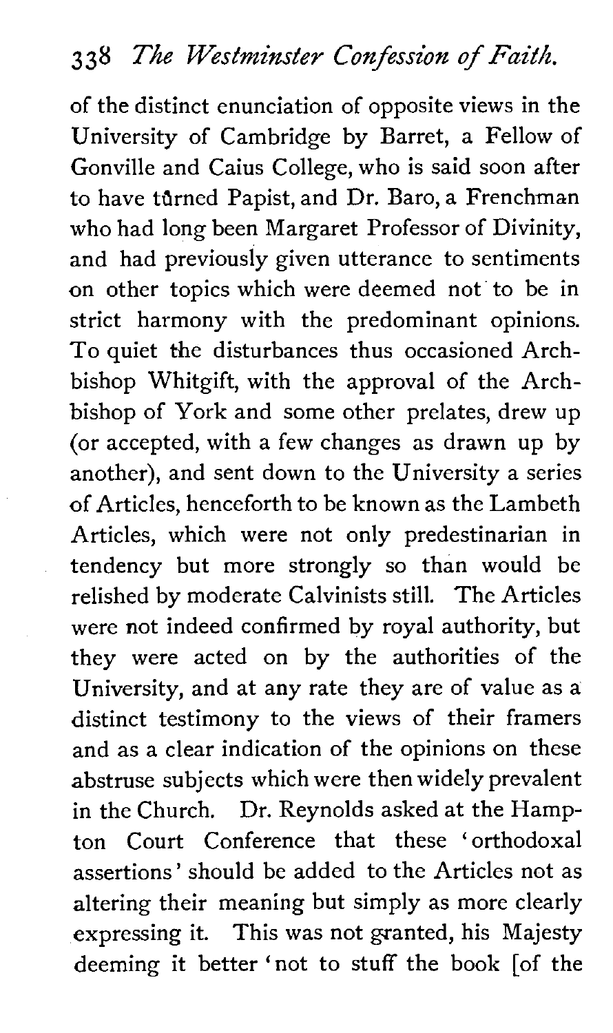of the distinct enunciation of opposite views in the University of Cambridge by Barret, a Fellow of Gonville and Caius College, who is said soon after to have tûrned Papist, and Dr. Baro, a Frenchman who had long been Margaret Professor of Divinity, and had previously given utterance to sentiments on other topics which were deemed not to be in strict harmony with the predominant opinions. To quiet the disturbances thus occasioned Archbishop Whitgift, with the approval of the Archbishop of York and some other prelates, drew up (or accepted, with a few changes as drawn up by another), and sent down to the University a series of Articles, henceforth to be known as the Lambeth Articles, which were not only predestinarian in tendency but more strongly so than would be relished by moderate Calvinists still. The Articles were not indeed confirmed by royal authority, but they were acted on by the authorities of the University, and at any rate they are of value as a distinct testimony to the views of their framers and as a clear indication of the opinions on these abstruse subjects which were then widely prevalent in the Church. Dr. Reynolds asked at the Hampton Court Conference that these 'orthodoxal assertions' should be added to the Articles not as altering their meaning but simply as more clearly expressing it. This was not granted, his Majesty deeming it better 'not to stuff the book [of the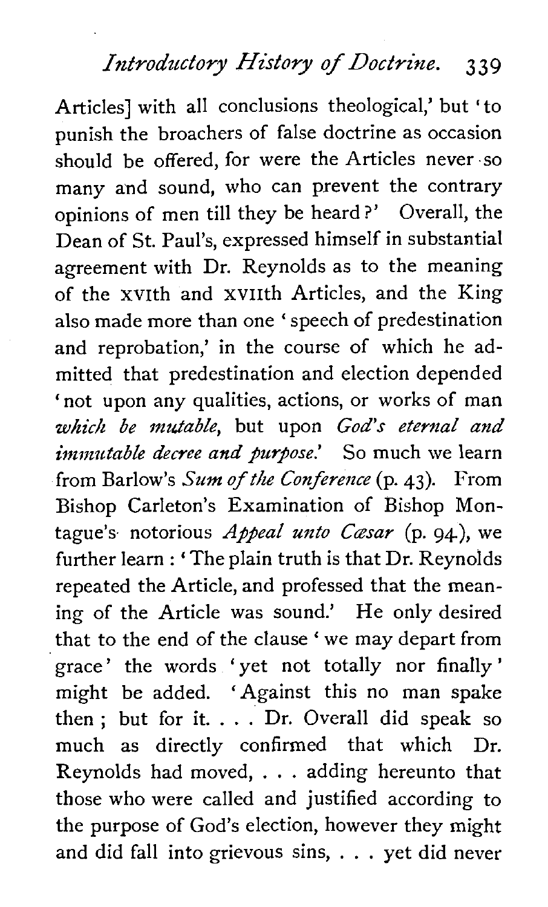Articles] with all conclusions theological,' but 'to punish the broachers of false doctrine as occasion should be offered, for were the Articles never so many and sound, who can prevent the contrary opinions of men till they be heard?' Overall, the Dean of St. Paul's, expressed himself in substantial agreement with Dr. Reynolds as to the meaning of the XVIth and XVIIth Articles, and the King also made more than one 'speech of predestination and reprobation,' in the course of which he admitted that predestination and election depended 'not upon any qualities, actions, or works of man *which be mutable*, but upon *God's eternal and immutable decree and purpose*.' So much we learn from Barlow's *Sum of the Conference* (p. 43). From Bishop Carleton's Examination of Bishop Montague's notorious *Appeal unto Cæsar* (p. 94), we further learn: 'The plain truth is that Dr. Reynolds repeated the Article, and professed that the meaning of the Article was sound.' He only desired that to the end of the clause 'we may depart from grace' the words 'yet not totally nor finally' might be added. 'Against this no man spake then; but for it. . . . Dr. Overall did speak so much as directly confirmed that which Dr. Reynolds had moved, . . . adding hereunto that those who were called and justified according to the purpose of God's election, however they might and did fall into grievous sins, . . . yet did never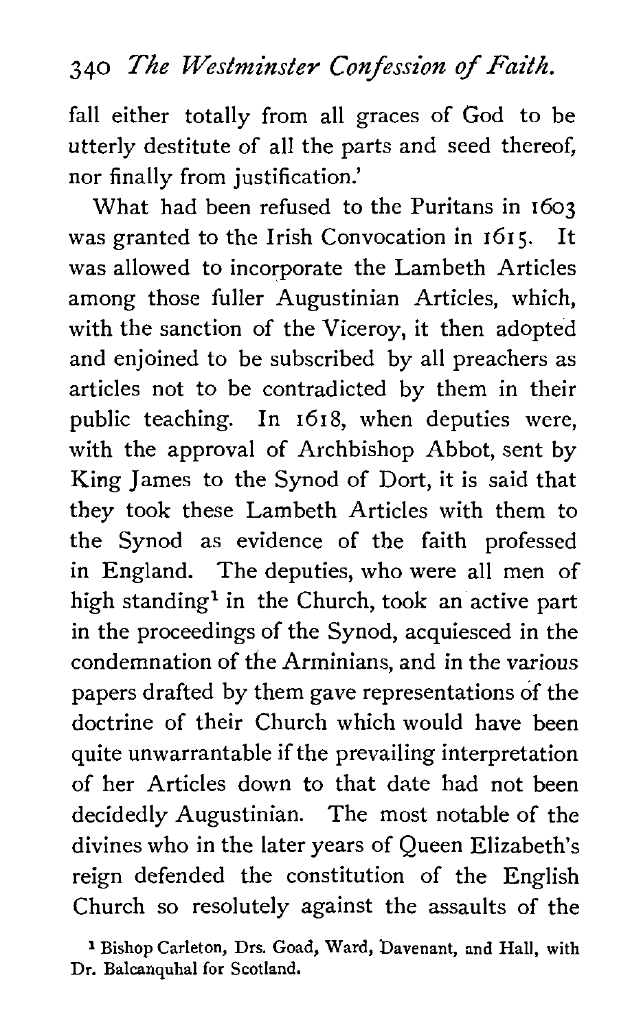fall either totally from all graces of God to be utterly destitute of all the parts and seed thereof, nor finally from justification.'

What had been refused to the Puritans in 1603 was granted to the Irish Convocation in 1615. It was allowed to incorporate the Lambeth Articles among those fuller Augustinian Articles, which, with the sanction of the Viceroy, it then adopted and enjoined to be subscribed by all preachers as articles not to be contradicted by them in their public teaching. In 1618, when deputies were, with the approval of Archbishop Abbot, sent by King James to the Synod of Dort, it is said that they took these Lambeth Articles with them to the Synod as evidence of the faith professed in England. The deputies, who were all men of high standing[1] in the Church, took an active part in the proceedings of the Synod, acquiesced in the condemnation of the Arminians, and in the various papers drafted by them gave representations of the doctrine of their Church which would have been quite unwarrantable if the prevailing interpretation of her Articles down to that date had not been decidedly Augustinian. The most notable of the divines who in the later years of Queen Elizabeth's reign defended the constitution of the English Church so resolutely against the assaults of the

[1] Bishop Carleton, Drs. Goad, Ward, Davenant, and Hall, with Dr. Balcanquhal for Scotland.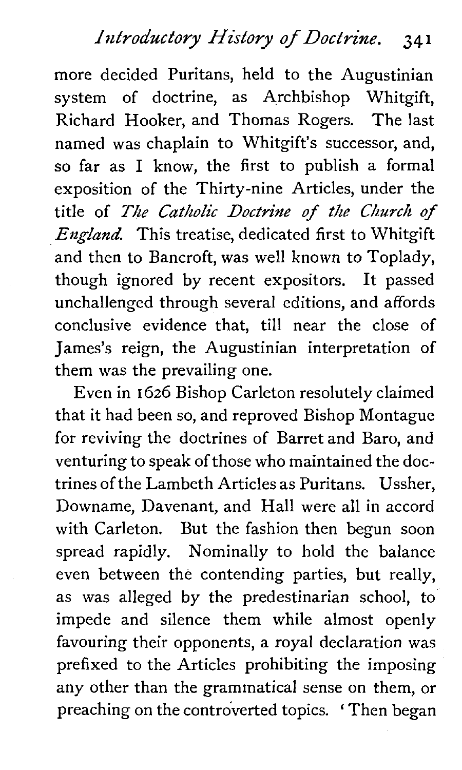more decided Puritans, held to the Augustinian system of doctrine, as Archbishop Whitgift, Richard Hooker, and Thomas Rogers. The last named was chaplain to Whitgift's successor, and, so far as I know, the first to publish a formal exposition of the Thirty-nine Articles, under the title of *The Catholic Doctrine of the Church of England.* This treatise, dedicated first to Whitgift and then to Bancroft, was well known to Toplady, though ignored by recent expositors. It passed unchallenged through several editions, and affords conclusive evidence that, till near the close of James's reign, the Augustinian interpretation of them was the prevailing one.

Even in 1626 Bishop Carleton resolutely claimed that it had been so, and reproved Bishop Montague for reviving the doctrines of Barret and Baro, and venturing to speak of those who maintained the doctrines of the Lambeth Articles as Puritans. Ussher, Downame, Davenant, and Hall were all in accord with Carleton. But the fashion then begun soon spread rapidly. Nominally to hold the balance even between the contending parties, but really, as was alleged by the predestinarian school, to impede and silence them while almost openly favouring their opponents, a royal declaration was prefixed to the Articles prohibiting the imposing any other than the grammatical sense on them, or preaching on the controverted topics. 'Then began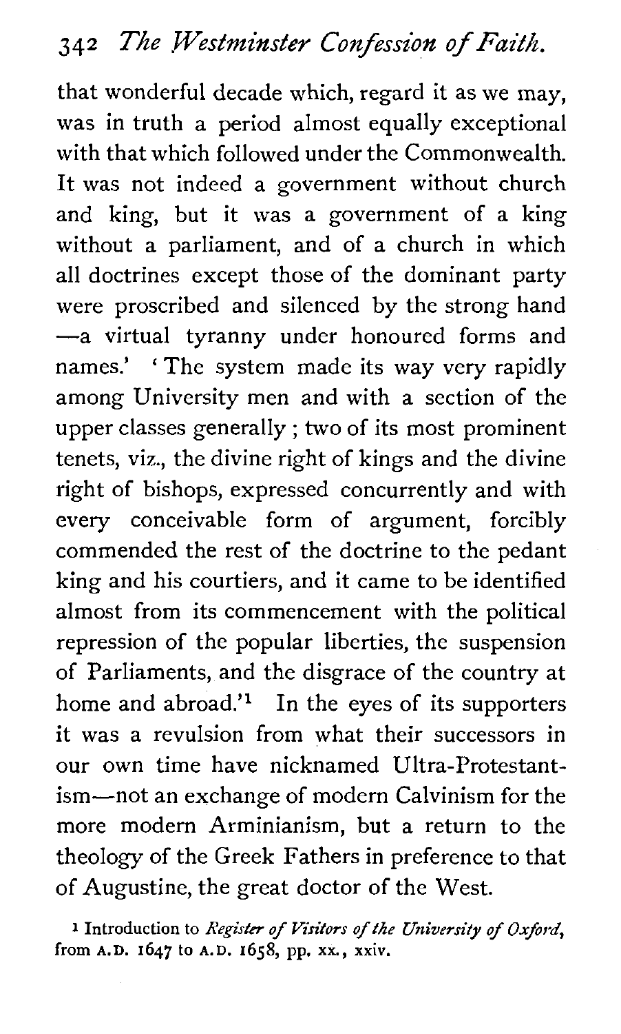that wonderful decade which, regard it as we may, was in truth a period almost equally exceptional with that which followed under the Commonwealth. It was not indeed a government without church and king, but it was a government of a king without a parliament, and of a church in which all doctrines except those of the dominant party were proscribed and silenced by the strong hand —a virtual tyranny under honoured forms and names.' 'The system made its way very rapidly among University men and with a section of the upper classes generally; two of its most prominent tenets, viz., the divine right of kings and the divine right of bishops, expressed concurrently and with every conceivable form of argument, forcibly commended the rest of the doctrine to the pedant king and his courtiers, and it came to be identified almost from its commencement with the political repression of the popular liberties, the suspension of Parliaments, and the disgrace of the country at home and abroad.'[1] In the eyes of its supporters it was a revulsion from what their successors in our own time have nicknamed Ultra-Protestantism—not an exchange of modern Calvinism for the more modern Arminianism, but a return to the theology of the Greek Fathers in preference to that of Augustine, the great doctor of the West.

[1] Introduction to *Register of Visitors of the University of Oxford*, from A.D. 1647 to A.D. 1658, pp. xx., xxiv.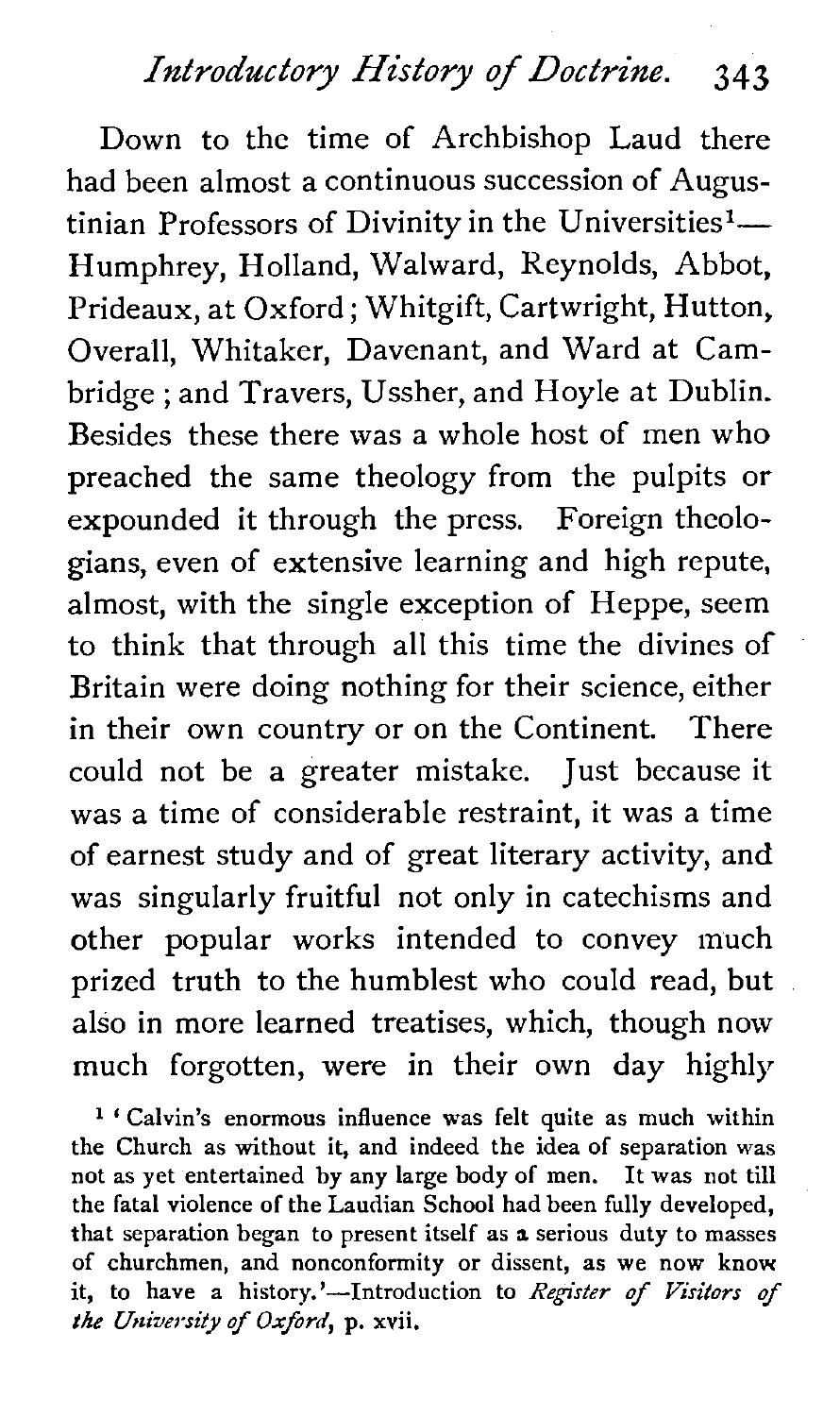Down to the time of Archbishop Laud there had been almost a continuous succession of Augustinian Professors of Divinity in the Universities[1]—Humphrey, Holland, Walward, Reynolds, Abbot, Prideaux, at Oxford; Whitgift, Cartwright, Hutton, Overall, Whitaker, Davenant, and Ward at Cambridge; and Travers, Ussher, and Hoyle at Dublin. Besides these there was a whole host of men who preached the same theology from the pulpits or expounded it through the press. Foreign theologians, even of extensive learning and high repute, almost, with the single exception of Heppe, seem to think that through all this time the divines of Britain were doing nothing for their science, either in their own country or on the Continent. There could not be a greater mistake. Just because it was a time of considerable restraint, it was a time of earnest study and of great literary activity, and was singularly fruitful not only in catechisms and other popular works intended to convey much prized truth to the humblest who could read, but also in more learned treatises, which, though now much forgotten, were in their own day highly

[1] 'Calvin's enormous influence was felt quite as much within the Church as without it, and indeed the idea of separation was not as yet entertained by any large body of men. It was not till the fatal violence of the Laudian School had been fully developed, that separation began to present itself as a serious duty to masses of churchmen, and nonconformity or dissent, as we now know it, to have a history.'—Introduction to *Register of Visitors of the University of Oxford*, p. xvii.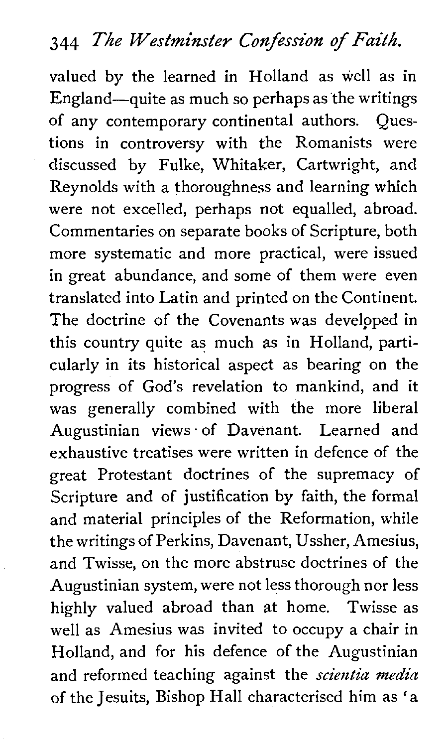valued by the learned in Holland as well as in England—quite as much so perhaps as the writings of any contemporary continental authors. Questions in controversy with the Romanists were discussed by Fulke, Whitaker, Cartwright, and Reynolds with a thoroughness and learning which were not excelled, perhaps not equalled, abroad. Commentaries on separate books of Scripture, both more systematic and more practical, were issued in great abundance, and some of them were even translated into Latin and printed on the Continent. The doctrine of the Covenants was developed in this country quite as much as in Holland, particularly in its historical aspect as bearing on the progress of God's revelation to mankind, and it was generally combined with the more liberal Augustinian views of Davenant. Learned and exhaustive treatises were written in defence of the great Protestant doctrines of the supremacy of Scripture and of justification by faith, the formal and material principles of the Reformation, while the writings of Perkins, Davenant, Ussher, Amesius, and Twisse, on the more abstruse doctrines of the Augustinian system, were not less thorough nor less highly valued abroad than at home. Twisse as well as Amesius was invited to occupy a chair in Holland, and for his defence of the Augustinian and reformed teaching against the *scientia media* of the Jesuits, Bishop Hall characterised him as 'a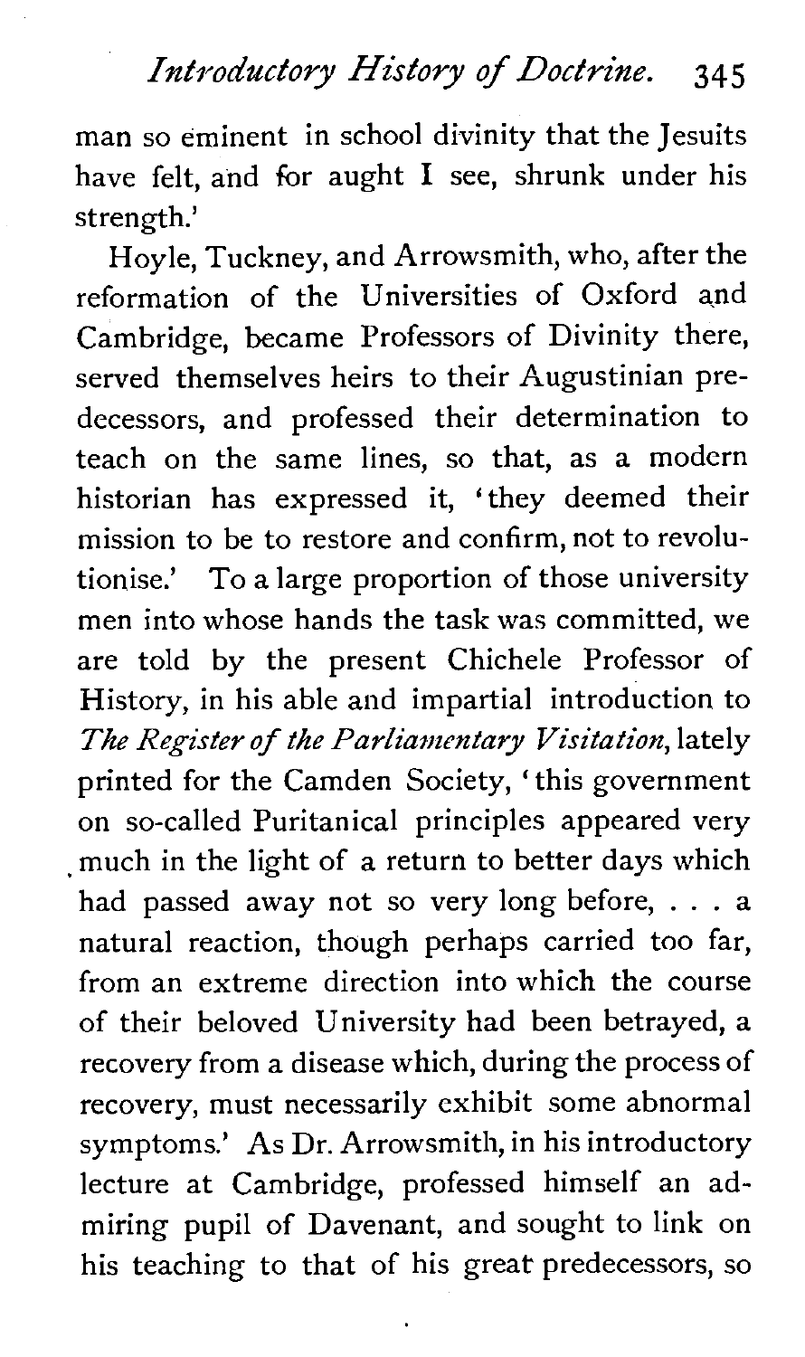man so eminent in school divinity that the Jesuits have felt, and for aught I see, shrunk under his strength.'

Hoyle, Tuckney, and Arrowsmith, who, after the reformation of the Universities of Oxford and Cambridge, became Professors of Divinity there, served themselves heirs to their Augustinian predecessors, and professed their determination to teach on the same lines, so that, as a modern historian has expressed it, 'they deemed their mission to be to restore and confirm, not to revolutionise.' To a large proportion of those university men into whose hands the task was committed, we are told by the present Chichele Professor of History, in his able and impartial introduction to *The Register of the Parliamentary Visitation*, lately printed for the Camden Society, 'this government on so-called Puritanical principles appeared very much in the light of a return to better days which had passed away not so very long before, . . . a natural reaction, though perhaps carried too far, from an extreme direction into which the course of their beloved University had been betrayed, a recovery from a disease which, during the process of recovery, must necessarily exhibit some abnormal symptoms.' As Dr. Arrowsmith, in his introductory lecture at Cambridge, professed himself an admiring pupil of Davenant, and sought to link on his teaching to that of his great predecessors, so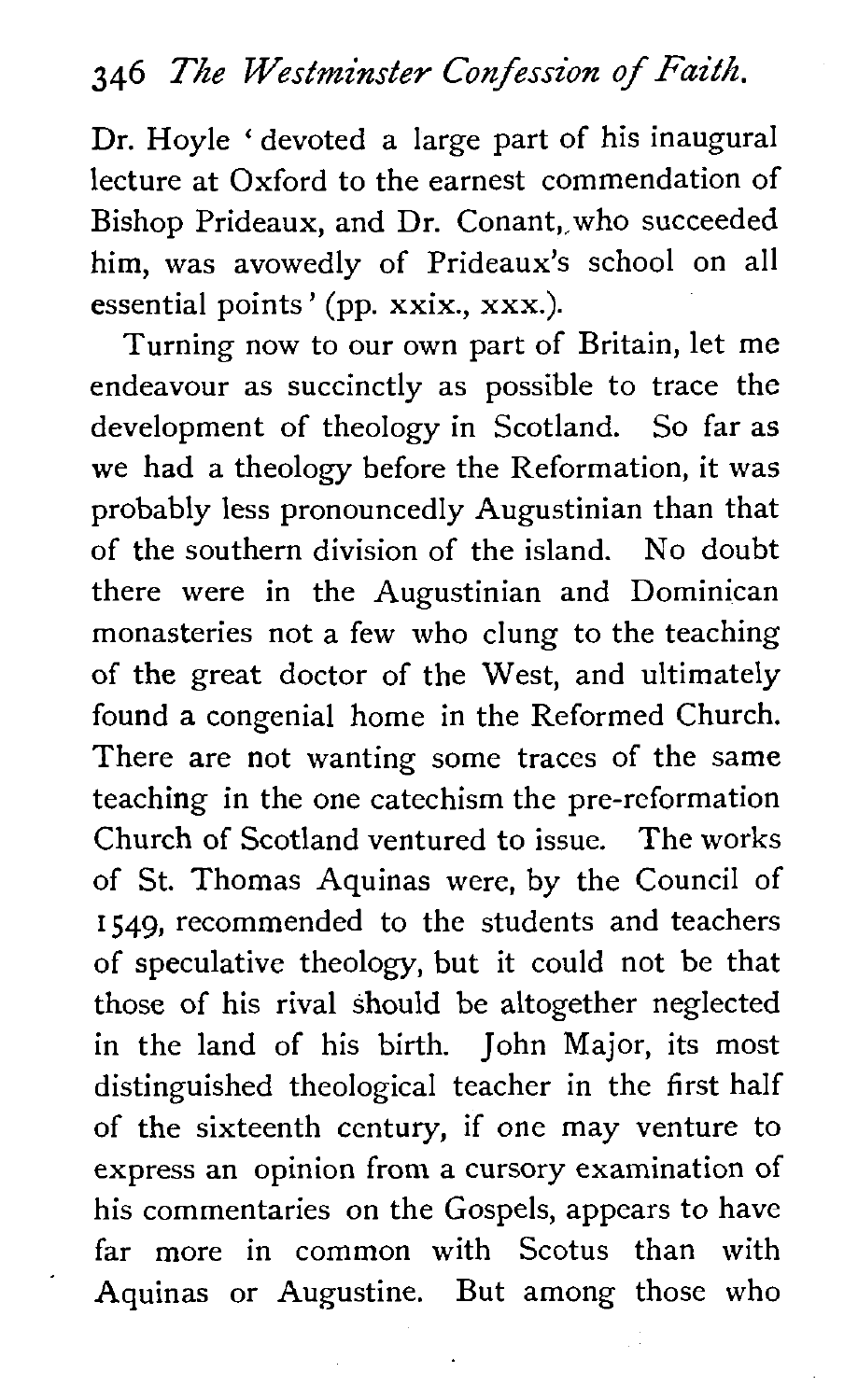Dr. Hoyle 'devoted a large part of his inaugural lecture at Oxford to the earnest commendation of Bishop Prideaux, and Dr. Conant, who succeeded him, was avowedly of Prideaux's school on all essential points' (pp. xxix., xxx.).

Turning now to our own part of Britain, let me endeavour as succinctly as possible to trace the development of theology in Scotland. So far as we had a theology before the Reformation, it was probably less pronouncedly Augustinian than that of the southern division of the island. No doubt there were in the Augustinian and Dominican monasteries not a few who clung to the teaching of the great doctor of the West, and ultimately found a congenial home in the Reformed Church. There are not wanting some traces of the same teaching in the one catechism the pre-reformation Church of Scotland ventured to issue. The works of St. Thomas Aquinas were, by the Council of 1549, recommended to the students and teachers of speculative theology, but it could not be that those of his rival should be altogether neglected in the land of his birth. John Major, its most distinguished theological teacher in the first half of the sixteenth century, if one may venture to express an opinion from a cursory examination of his commentaries on the Gospels, appears to have far more in common with Scotus than with Aquinas or Augustine. But among those who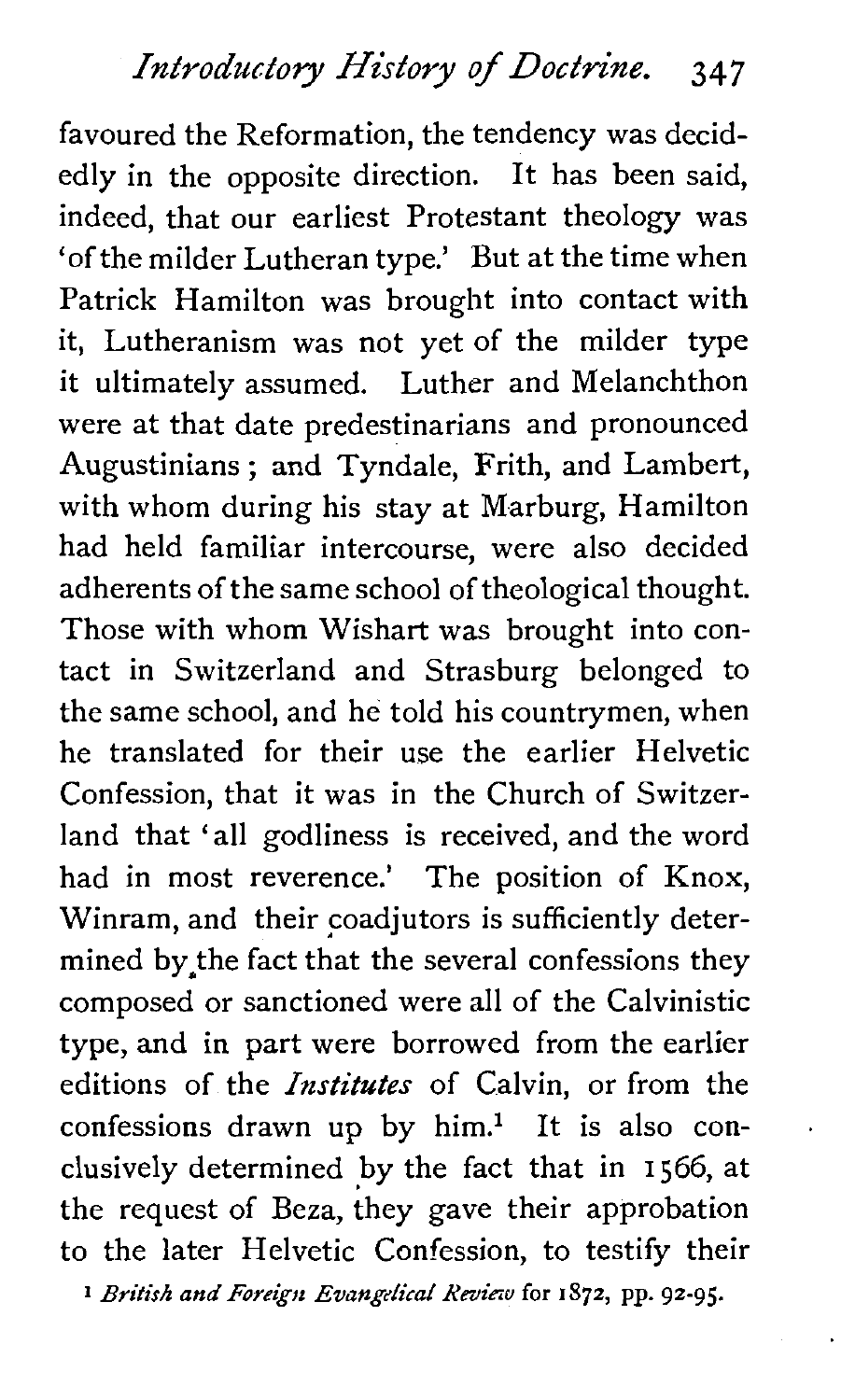favoured the Reformation, the tendency was decidedly in the opposite direction. It has been said, indeed, that our earliest Protestant theology was 'of the milder Lutheran type.' But at the time when Patrick Hamilton was brought into contact with it, Lutheranism was not yet of the milder type it ultimately assumed. Luther and Melanchthon were at that date predestinarians and pronounced Augustinians; and Tyndale, Frith, and Lambert, with whom during his stay at Marburg, Hamilton had held familiar intercourse, were also decided adherents of the same school of theological thought. Those with whom Wishart was brought into contact in Switzerland and Strasburg belonged to the same school, and he told his countrymen, when he translated for their use the earlier Helvetic Confession, that it was in the Church of Switzerland that 'all godliness is received, and the word had in most reverence.' The position of Knox, Winram, and their coadjutors is sufficiently determined by the fact that the several confessions they composed or sanctioned were all of the Calvinistic type, and in part were borrowed from the earlier editions of the *Institutes* of Calvin, or from the confessions drawn up by him.[1] It is also conclusively determined by the fact that in 1566, at the request of Beza, they gave their approbation to the later Helvetic Confession, to testify their

[1] *British and Foreign Evangelical Review* for 1872, pp. 92-95.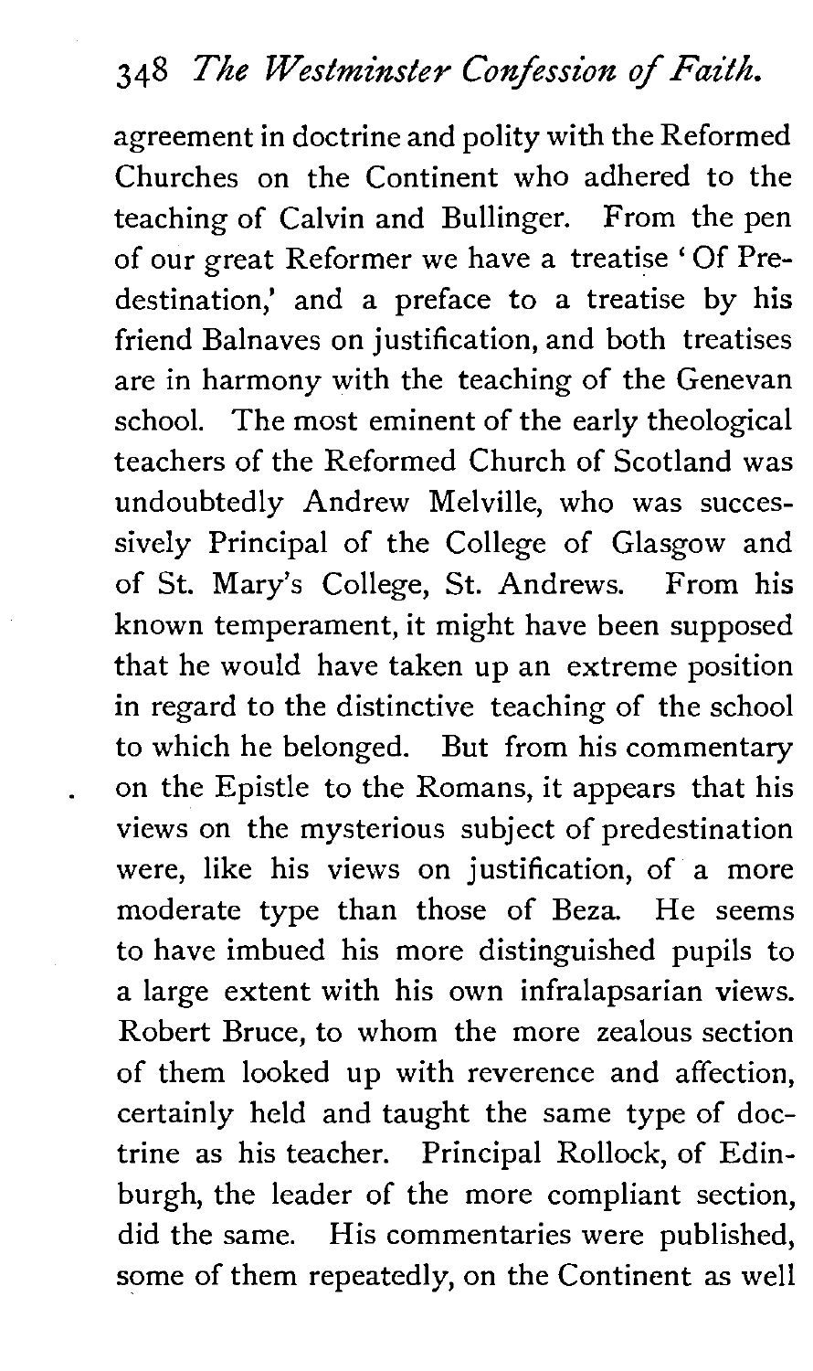agreement in doctrine and polity with the Reformed Churches on the Continent who adhered to the teaching of Calvin and Bullinger. From the pen of our great Reformer we have a treatise 'Of Predestination,' and a preface to a treatise by his friend Balnaves on justification, and both treatises are in harmony with the teaching of the Genevan school. The most eminent of the early theological teachers of the Reformed Church of Scotland was undoubtedly Andrew Melville, who was successively Principal of the College of Glasgow and of St. Mary's College, St. Andrews. From his known temperament, it might have been supposed that he would have taken up an extreme position in regard to the distinctive teaching of the school to which he belonged. But from his commentary on the Epistle to the Romans, it appears that his views on the mysterious subject of predestination were, like his views on justification, of a more moderate type than those of Beza. He seems to have imbued his more distinguished pupils to a large extent with his own infralapsarian views. Robert Bruce, to whom the more zealous section of them looked up with reverence and affection, certainly held and taught the same type of doctrine as his teacher. Principal Rollock, of Edinburgh, the leader of the more compliant section, did the same. His commentaries were published, some of them repeatedly, on the Continent as well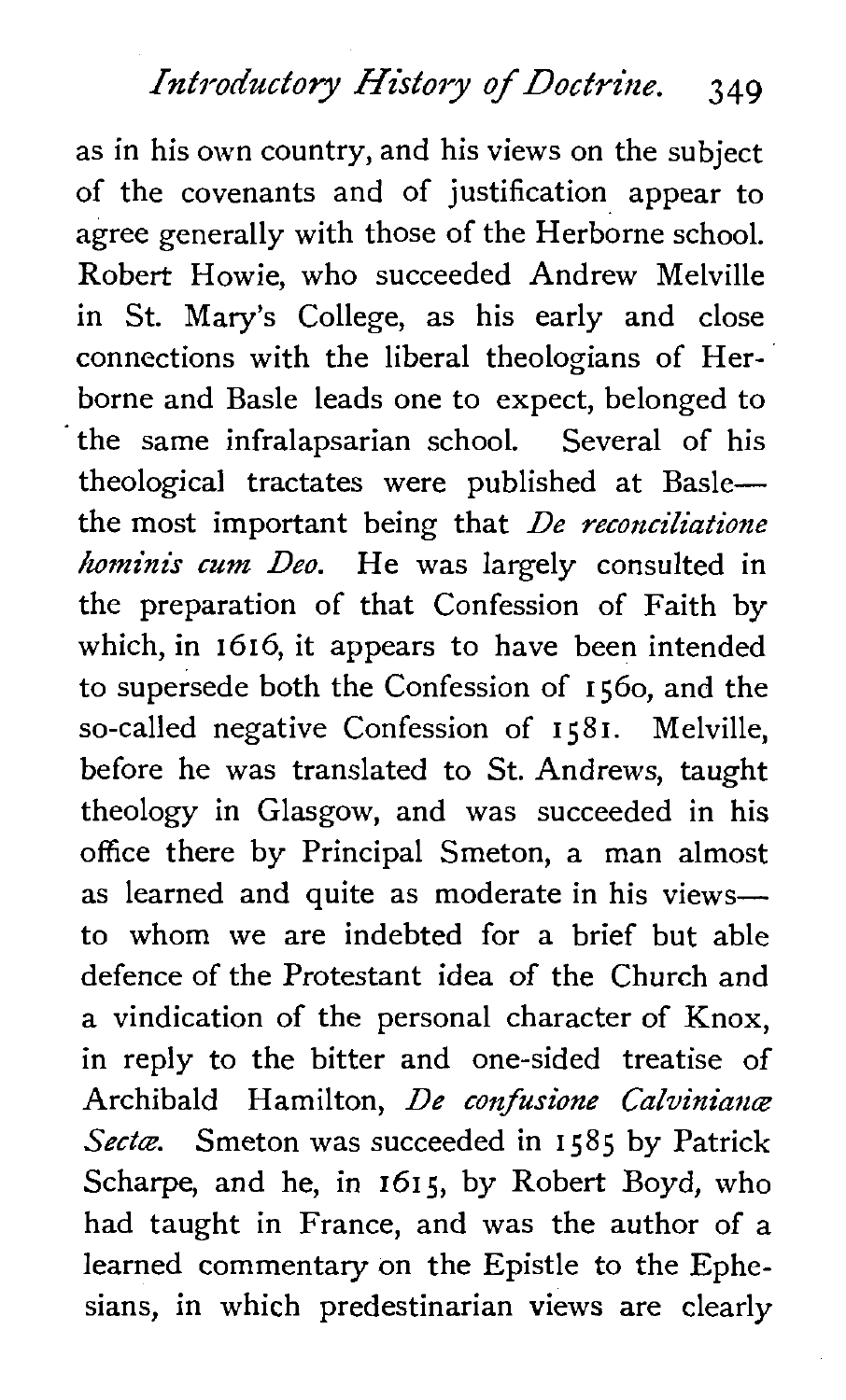as in his own country, and his views on the subject of the covenants and of justification appear to agree generally with those of the Herborne school. Robert Howie, who succeeded Andrew Melville in St. Mary's College, as his early and close connections with the liberal theologians of Herborne and Basle leads one to expect, belonged to the same infralapsarian school. Several of his theological tractates were published at Basle—the most important being that *De reconciliatione hominis cum Deo*. He was largely consulted in the preparation of that Confession of Faith by which, in 1616, it appears to have been intended to supersede both the Confession of 1560, and the so-called negative Confession of 1581. Melville, before he was translated to St. Andrews, taught theology in Glasgow, and was succeeded in his office there by Principal Smeton, a man almost as learned and quite as moderate in his views—to whom we are indebted for a brief but able defence of the Protestant idea of the Church and a vindication of the personal character of Knox, in reply to the bitter and one-sided treatise of Archibald Hamilton, *De confusione Calvinianæ Sectæ*. Smeton was succeeded in 1585 by Patrick Scharpe, and he, in 1615, by Robert Boyd, who had taught in France, and was the author of a learned commentary on the Epistle to the Ephesians, in which predestinarian views are clearly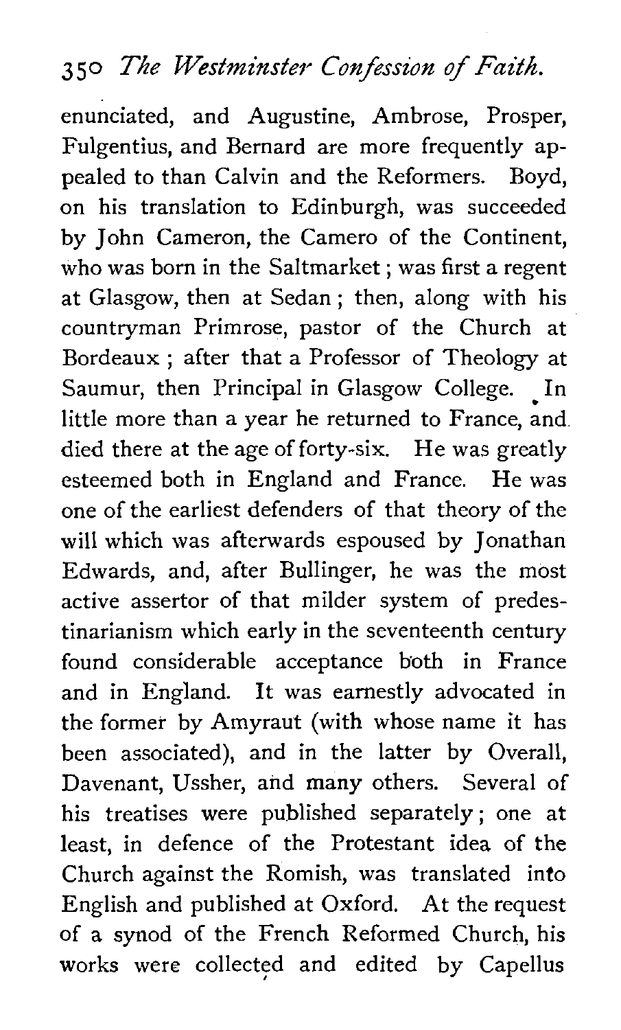enunciated, and Augustine, Ambrose, Prosper, Fulgentius, and Bernard are more frequently appealed to than Calvin and the Reformers. Boyd, on his translation to Edinburgh, was succeeded by John Cameron, the Camero of the Continent, who was born in the Saltmarket; was first a regent at Glasgow, then at Sedan; then, along with his countryman Primrose, pastor of the Church at Bordeaux; after that a Professor of Theology at Saumur, then Principal in Glasgow College. In little more than a year he returned to France, and died there at the age of forty-six. He was greatly esteemed both in England and France. He was one of the earliest defenders of that theory of the will which was afterwards espoused by Jonathan Edwards, and, after Bullinger, he was the most active assertor of that milder system of predestinarianism which early in the seventeenth century found considerable acceptance both in France and in England. It was earnestly advocated in the former by Amyraut (with whose name it has been associated), and in the latter by Overall, Davenant, Ussher, and many others. Several of his treatises were published separately; one at least, in defence of the Protestant idea of the Church against the Romish, was translated into English and published at Oxford. At the request of a synod of the French Reformed Church, his works were collected and edited by Capellus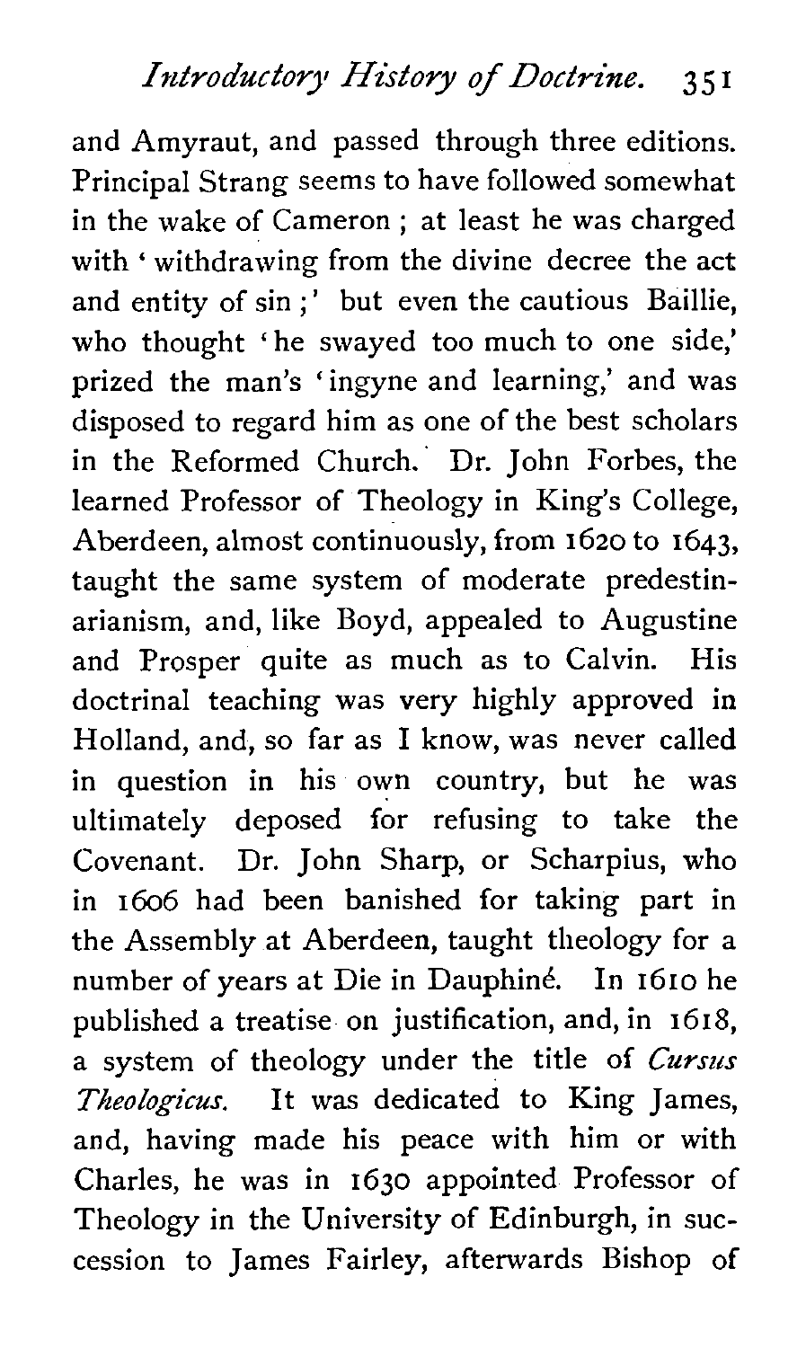and Amyraut, and passed through three editions. Principal Strang seems to have followed somewhat in the wake of Cameron; at least he was charged with 'withdrawing from the divine decree the act and entity of sin;' but even the cautious Baillie, who thought 'he swayed too much to one side,' prized the man's 'ingyne and learning,' and was disposed to regard him as one of the best scholars in the Reformed Church. Dr. John Forbes, the learned Professor of Theology in King's College, Aberdeen, almost continuously, from 1620 to 1643, taught the same system of moderate predestinarianism, and, like Boyd, appealed to Augustine and Prosper quite as much as to Calvin. His doctrinal teaching was very highly approved in Holland, and, so far as I know, was never called in question in his own country, but he was ultimately deposed for refusing to take the Covenant. Dr. John Sharp, or Scharpius, who in 1606 had been banished for taking part in the Assembly at Aberdeen, taught theology for a number of years at Die in Dauphiné. In 1610 he published a treatise on justification, and, in 1618, a system of theology under the title of *Cursus Theologicus*. It was dedicated to King James, and, having made his peace with him or with Charles, he was in 1630 appointed Professor of Theology in the University of Edinburgh, in succession to James Fairley, afterwards Bishop of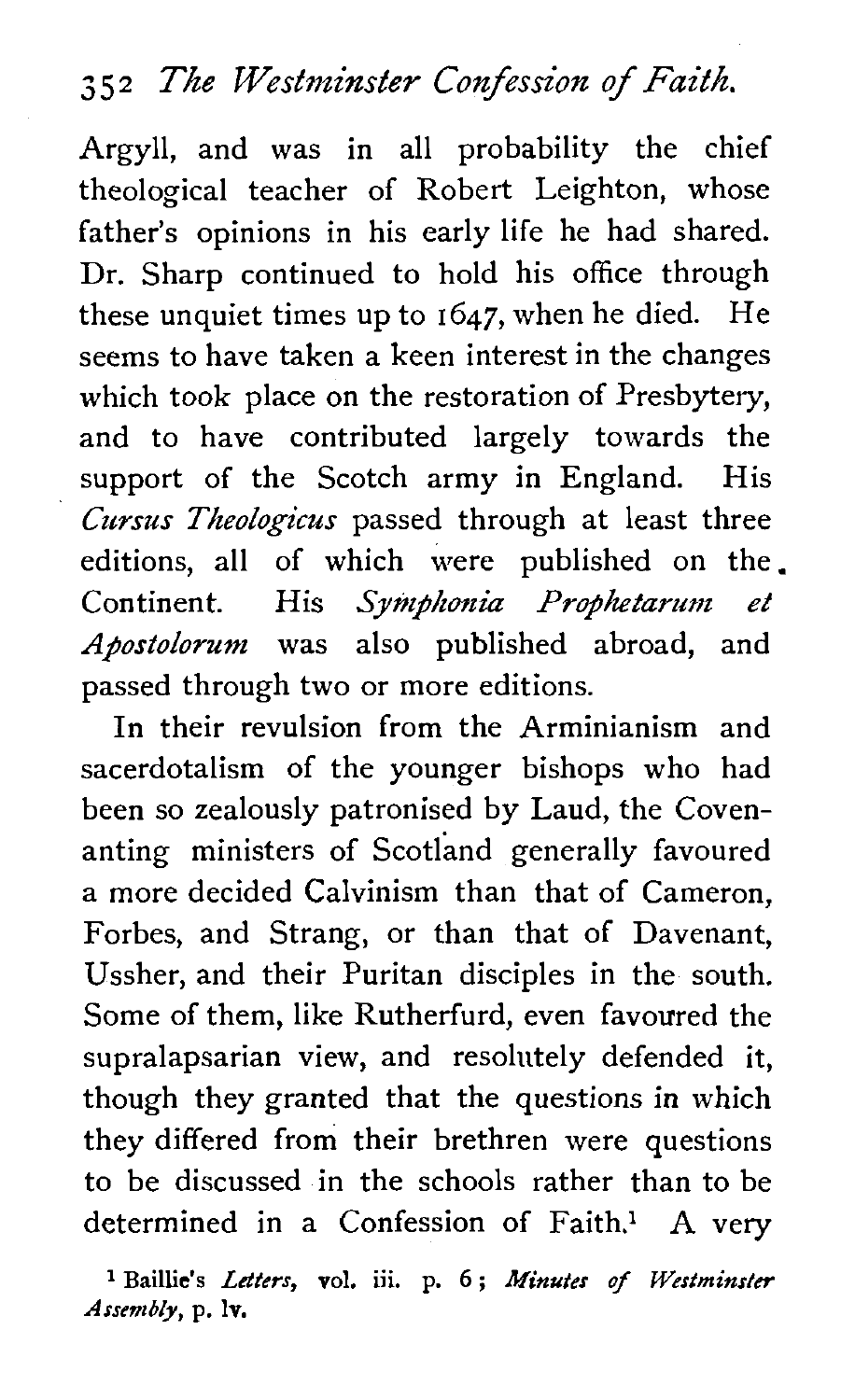Argyll, and was in all probability the chief theological teacher of Robert Leighton, whose father's opinions in his early life he had shared. Dr. Sharp continued to hold his office through these unquiet times up to 1647, when he died. He seems to have taken a keen interest in the changes which took place on the restoration of Presbytery, and to have contributed largely towards the support of the Scotch army in England. His *Cursus Theologicus* passed through at least three editions, all of which were published on the Continent. His *Symphonia Prophetarum et Apostolorum* was also published abroad, and passed through two or more editions.

In their revulsion from the Arminianism and sacerdotalism of the younger bishops who had been so zealously patronised by Laud, the Covenanting ministers of Scotland generally favoured a more decided Calvinism than that of Cameron, Forbes, and Strang, or than that of Davenant, Ussher, and their Puritan disciples in the south. Some of them, like Rutherfurd, even favoured the supralapsarian view, and resolutely defended it, though they granted that the questions in which they differed from their brethren were questions to be discussed in the schools rather than to be determined in a Confession of Faith.[1] A very

[1] Baillie's *Letters*, vol. iii. p. 6; *Minutes of Westminster Assembly*, p. lv.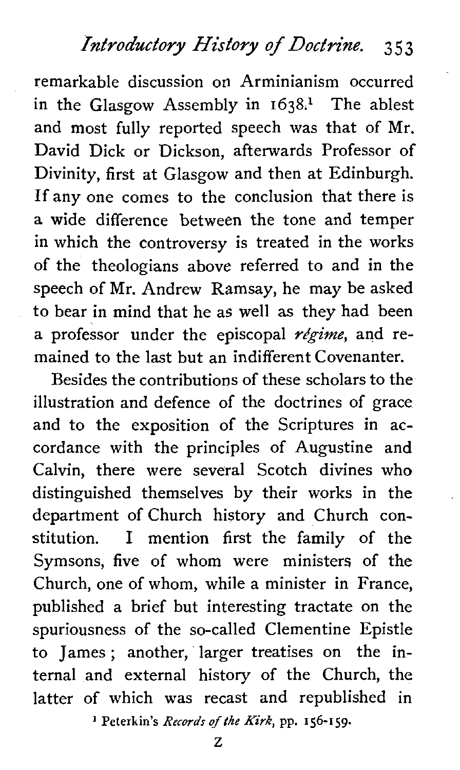remarkable discussion on Arminianism occurred in the Glasgow Assembly in 1638.[1] The ablest and most fully reported speech was that of Mr. David Dick or Dickson, afterwards Professor of Divinity, first at Glasgow and then at Edinburgh. If any one comes to the conclusion that there is a wide difference between the tone and temper in which the controversy is treated in the works of the theologians above referred to and in the speech of Mr. Andrew Ramsay, he may be asked to bear in mind that he as well as they had been a professor under the episcopal *régime*, and remained to the last but an indifferent Covenanter.

Besides the contributions of these scholars to the illustration and defence of the doctrines of grace and to the exposition of the Scriptures in accordance with the principles of Augustine and Calvin, there were several Scotch divines who distinguished themselves by their works in the department of Church history and Church constitution. I mention first the family of the Symsons, five of whom were ministers of the Church, one of whom, while a minister in France, published a brief but interesting tractate on the spuriousness of the so-called Clementine Epistle to James; another, larger treatises on the internal and external history of the Church, the latter of which was recast and republished in

[1] Peterkin's *Records of the Kirk*, pp. 156-159.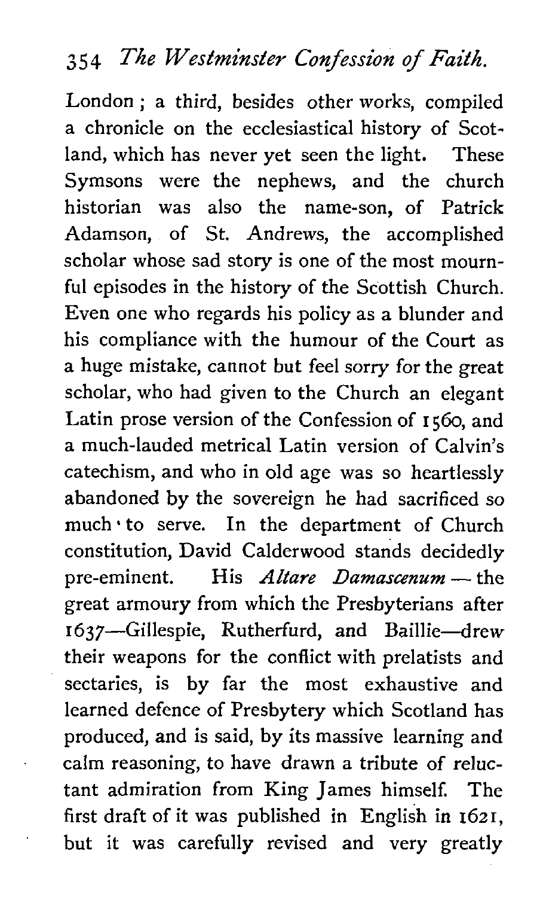London; a third, besides other works, compiled a chronicle on the ecclesiastical history of Scotland, which has never yet seen the light. These Symsons were the nephews, and the church historian was also the name-son, of Patrick Adamson, of St. Andrews, the accomplished scholar whose sad story is one of the most mournful episodes in the history of the Scottish Church. Even one who regards his policy as a blunder and his compliance with the humour of the Court as a huge mistake, cannot but feel sorry for the great scholar, who had given to the Church an elegant Latin prose version of the Confession of 1560, and a much-lauded metrical Latin version of Calvin's catechism, and who in old age was so heartlessly abandoned by the sovereign he had sacrificed so much to serve. In the department of Church constitution, David Calderwood stands decidedly pre-eminent. His *Altare Damascenum* — the great armoury from which the Presbyterians after 1637—Gillespie, Rutherfurd, and Baillie—drew their weapons for the conflict with prelatists and sectaries, is by far the most exhaustive and learned defence of Presbytery which Scotland has produced, and is said, by its massive learning and calm reasoning, to have drawn a tribute of reluctant admiration from King James himself. The first draft of it was published in English in 1621, but it was carefully revised and very greatly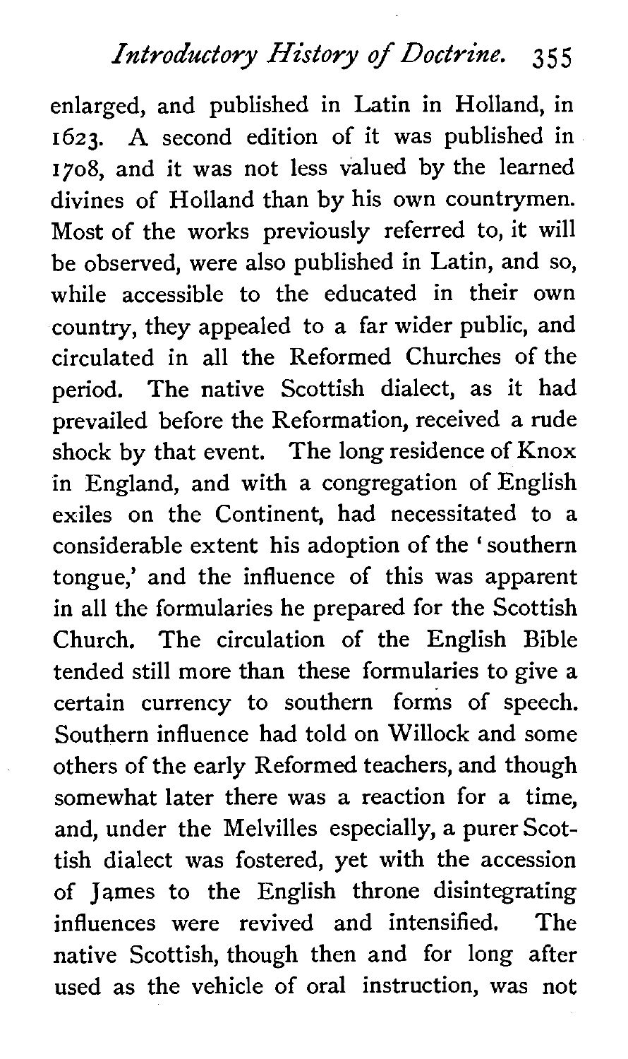enlarged, and published in Latin in Holland, in 1623. A second edition of it was published in 1708, and it was not less valued by the learned divines of Holland than by his own countrymen. Most of the works previously referred to, it will be observed, were also published in Latin, and so, while accessible to the educated in their own country, they appealed to a far wider public, and circulated in all the Reformed Churches of the period. The native Scottish dialect, as it had prevailed before the Reformation, received a rude shock by that event. The long residence of Knox in England, and with a congregation of English exiles on the Continent, had necessitated to a considerable extent his adoption of the 'southern tongue,' and the influence of this was apparent in all the formularies he prepared for the Scottish Church. The circulation of the English Bible tended still more than these formularies to give a certain currency to southern forms of speech. Southern influence had told on Willock and some others of the early Reformed teachers, and though somewhat later there was a reaction for a time, and, under the Melvilles especially, a purer Scottish dialect was fostered, yet with the accession of James to the English throne disintegrating influences were revived and intensified. The native Scottish, though then and for long after used as the vehicle of oral instruction, was not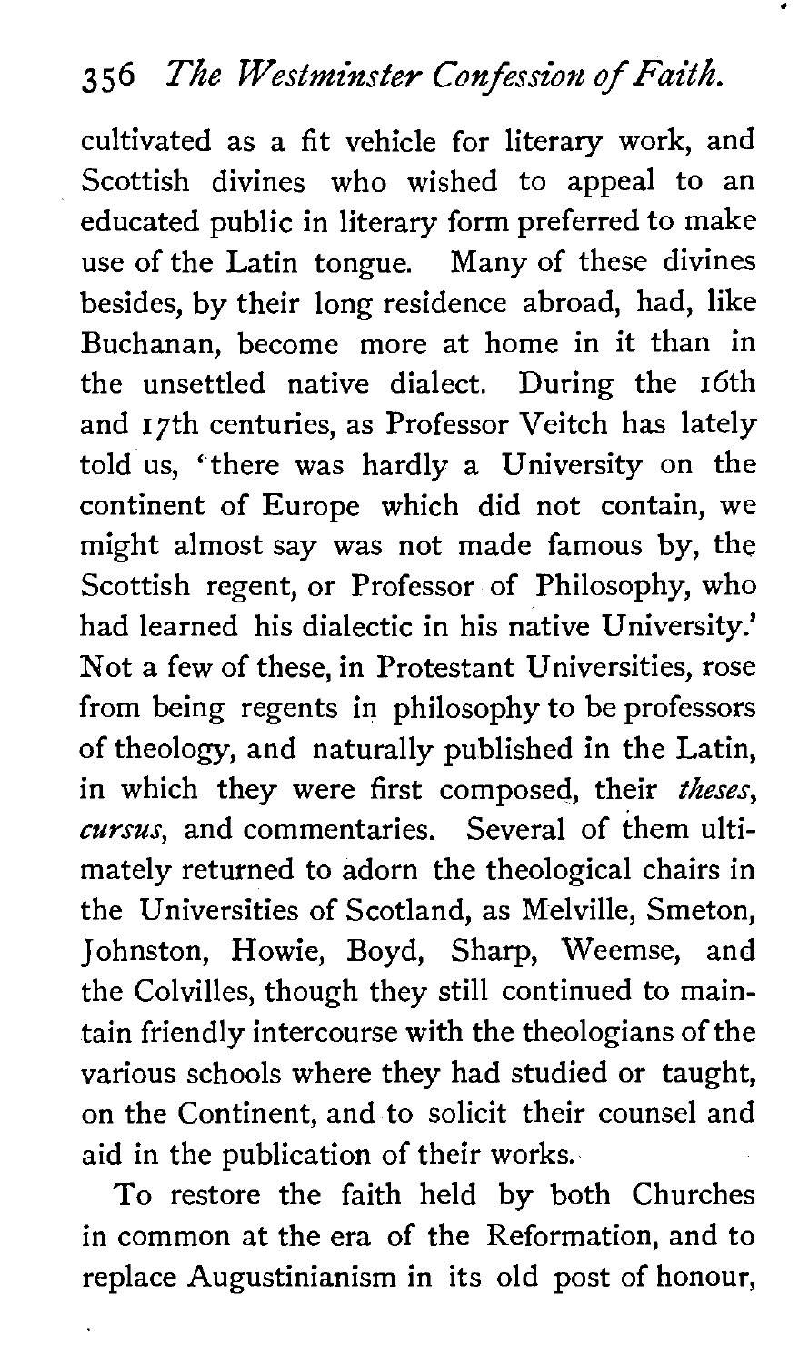cultivated as a fit vehicle for literary work, and Scottish divines who wished to appeal to an educated public in literary form preferred to make use of the Latin tongue. Many of these divines besides, by their long residence abroad, had, like Buchanan, become more at home in it than in the unsettled native dialect. During the 16th and 17th centuries, as Professor Veitch has lately told us, 'there was hardly a University on the continent of Europe which did not contain, we might almost say was not made famous by, the Scottish regent, or Professor of Philosophy, who had learned his dialectic in his native University.' Not a few of these, in Protestant Universities, rose from being regents in philosophy to be professors of theology, and naturally published in the Latin, in which they were first composed, their *theses*, *cursus*, and commentaries. Several of them ultimately returned to adorn the theological chairs in the Universities of Scotland, as Melville, Smeton, Johnston, Howie, Boyd, Sharp, Weemse, and the Colvilles, though they still continued to maintain friendly intercourse with the theologians of the various schools where they had studied or taught, on the Continent, and to solicit their counsel and aid in the publication of their works.

To restore the faith held by both Churches in common at the era of the Reformation, and to replace Augustinianism in its old post of honour,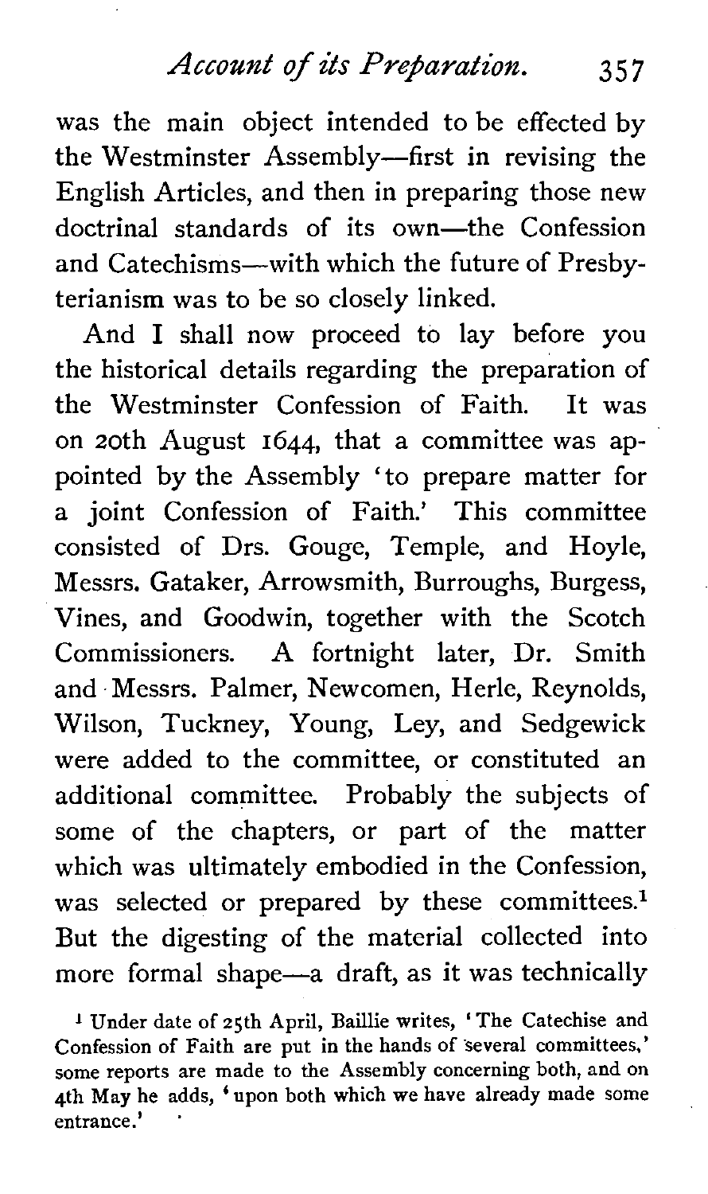was the main object intended to be effected by the Westminster Assembly—first in revising the English Articles, and then in preparing those new doctrinal standards of its own—the Confession and Catechisms—with which the future of Presbyterianism was to be so closely linked.

And I shall now proceed to lay before you the historical details regarding the preparation of the Westminster Confession of Faith. It was on 20th August 1644, that a committee was appointed by the Assembly 'to prepare matter for a joint Confession of Faith.' This committee consisted of Drs. Gouge, Temple, and Hoyle, Messrs. Gataker, Arrowsmith, Burroughs, Burgess, Vines, and Goodwin, together with the Scotch Commissioners. A fortnight later, Dr. Smith and Messrs. Palmer, Newcomen, Herle, Reynolds, Wilson, Tuckney, Young, Ley, and Sedgewick were added to the committee, or constituted an additional committee. Probably the subjects of some of the chapters, or part of the matter which was ultimately embodied in the Confession, was selected or prepared by these committees.[1] But the digesting of the material collected into more formal shape—a draft, as it was technically

[1] Under date of 25th April, Baillie writes, 'The Catechise and Confession of Faith are put in the hands of several committees,' some reports are made to the Assembly concerning both, and on 4th May he adds, 'upon both which we have already made some entrance.'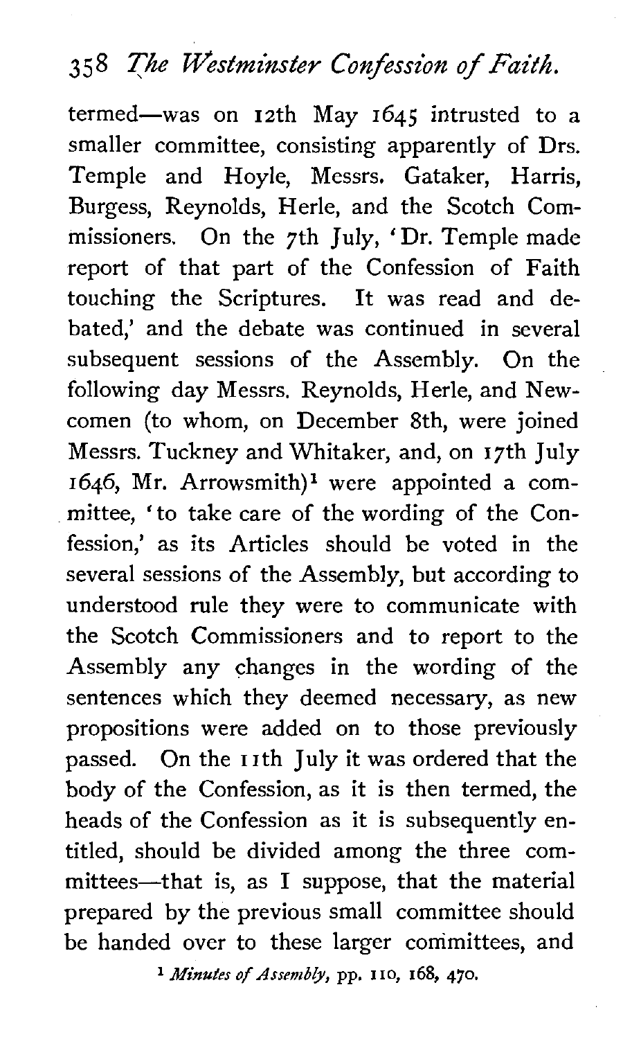termed—was on 12th May 1645 intrusted to a smaller committee, consisting apparently of Drs. Temple and Hoyle, Messrs. Gataker, Harris, Burgess, Reynolds, Herle, and the Scotch Commissioners. On the 7th July, 'Dr. Temple made report of that part of the Confession of Faith touching the Scriptures. It was read and debated,' and the debate was continued in several subsequent sessions of the Assembly. On the following day Messrs. Reynolds, Herle, and Newcomen (to whom, on December 8th, were joined Messrs. Tuckney and Whitaker, and, on 17th July 1646, Mr. Arrowsmith)[1] were appointed a committee, 'to take care of the wording of the Confession,' as its Articles should be voted in the several sessions of the Assembly, but according to understood rule they were to communicate with the Scotch Commissioners and to report to the Assembly any changes in the wording of the sentences which they deemed necessary, as new propositions were added on to those previously passed. On the 11th July it was ordered that the body of the Confession, as it is then termed, the heads of the Confession as it is subsequently entitled, should be divided among the three committees—that is, as I suppose, that the material prepared by the previous small committee should be handed over to these larger committees, and

[1] *Minutes of Assembly*, pp. 110, 168, 470.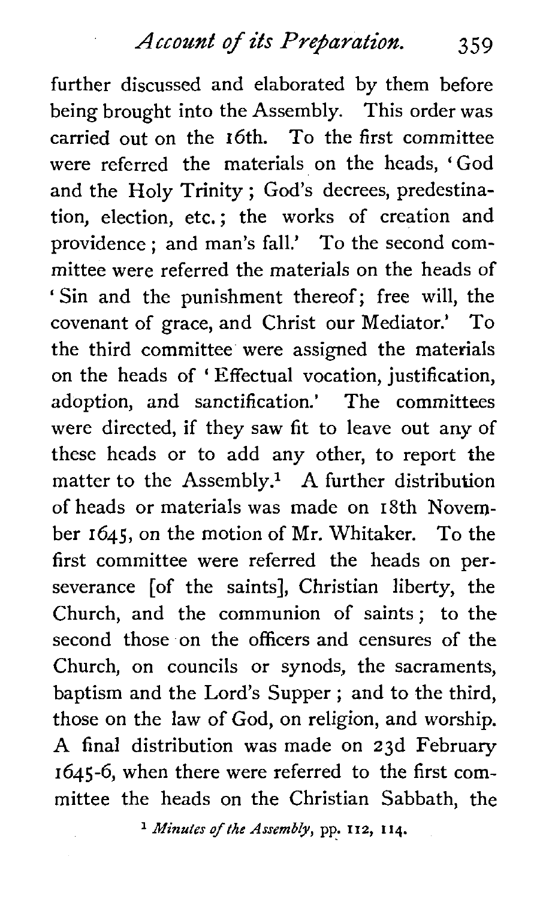further discussed and elaborated by them before being brought into the Assembly. This order was carried out on the 16th. To the first committee were referred the materials on the heads, 'God and the Holy Trinity; God's decrees, predestination, election, etc.; the works of creation and providence; and man's fall.' To the second committee were referred the materials on the heads of 'Sin and the punishment thereof; free will, the covenant of grace, and Christ our Mediator.' To the third committee were assigned the materials on the heads of 'Effectual vocation, justification, adoption, and sanctification.' The committees were directed, if they saw fit to leave out any of these heads or to add any other, to report the matter to the Assembly.[1] A further distribution of heads or materials was made on 18th November 1645, on the motion of Mr. Whitaker. To the first committee were referred the heads on perseverance [of the saints], Christian liberty, the Church, and the communion of saints; to the second those on the officers and censures of the Church, on councils or synods, the sacraments, baptism and the Lord's Supper; and to the third, those on the law of God, on religion, and worship. A final distribution was made on 23d February 1645-6, when there were referred to the first committee the heads on the Christian Sabbath, the

[1] *Minutes of the Assembly*, pp. 112, 114.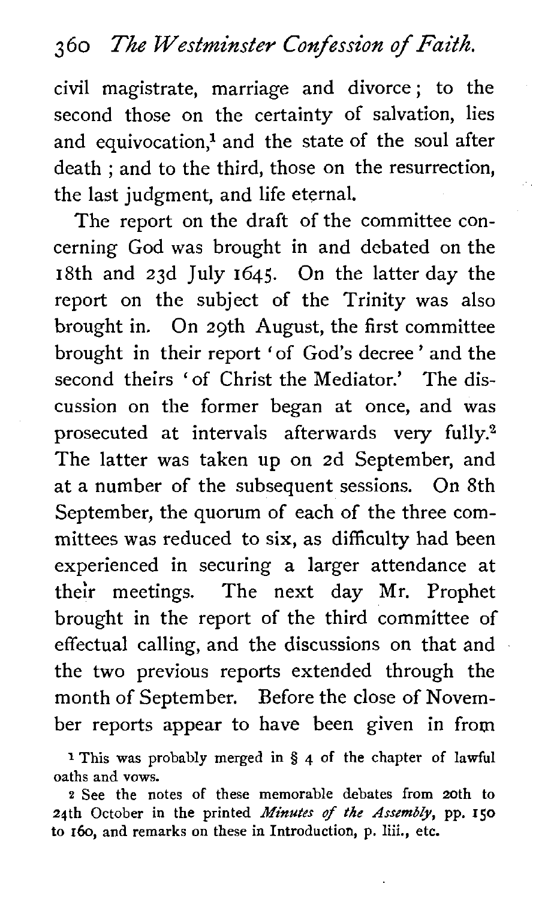civil magistrate, marriage and divorce; to the second those on the certainty of salvation, lies and equivocation,[1] and the state of the soul after death ; and to the third, those on the resurrection, the last judgment, and life eternal.

The report on the draft of the committee concerning God was brought in and debated on the 18th and 23d July 1645. On the latter day the report on the subject of the Trinity was also brought in. On 29th August, the first committee brought in their report 'of God's decree' and the second theirs 'of Christ the Mediator.' The discussion on the former began at once, and was prosecuted at intervals afterwards very fully.[2] The latter was taken up on 2d September, and at a number of the subsequent sessions. On 8th September, the quorum of each of the three committees was reduced to six, as difficulty had been experienced in securing a larger attendance at their meetings. The next day Mr. Prophet brought in the report of the third committee of effectual calling, and the discussions on that and the two previous reports extended through the month of September. Before the close of November reports appear to have been given in from

[1] This was probably merged in § 4 of the chapter of lawful oaths and vows.

[2] See the notes of these memorable debates from 20th to 24th October in the printed *Minutes of the Assembly*, pp. 150 to 160, and remarks on these in Introduction, p. liii., etc.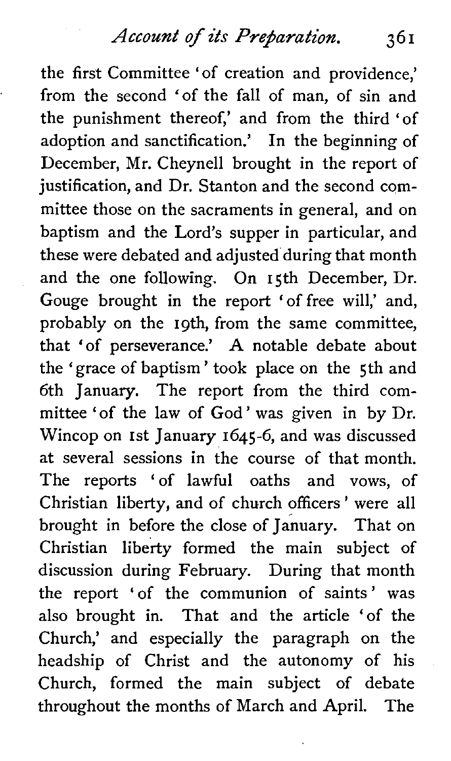the first Committee 'of creation and providence,' from the second 'of the fall of man, of sin and the punishment thereof,' and from the third 'of adoption and sanctification.' In the beginning of December, Mr. Cheynell brought in the report of justification, and Dr. Stanton and the second committee those on the sacraments in general, and on baptism and the Lord's supper in particular, and these were debated and adjusted during that month and the one following. On 15th December, Dr. Gouge brought in the report 'of free will,' and, probably on the 19th, from the same committee, that 'of perseverance.' A notable debate about the 'grace of baptism' took place on the 5th and 6th January. The report from the third committee 'of the law of God' was given in by Dr. Wincop on 1st January 1645-6, and was discussed at several sessions in the course of that month. The reports 'of lawful oaths and vows, of Christian liberty, and of church officers' were all brought in before the close of January. That on Christian liberty formed the main subject of discussion during February. During that month the report 'of the communion of saints' was also brought in. That and the article 'of the Church,' and especially the paragraph on the headship of Christ and the autonomy of his Church, formed the main subject of debate throughout the months of March and April. The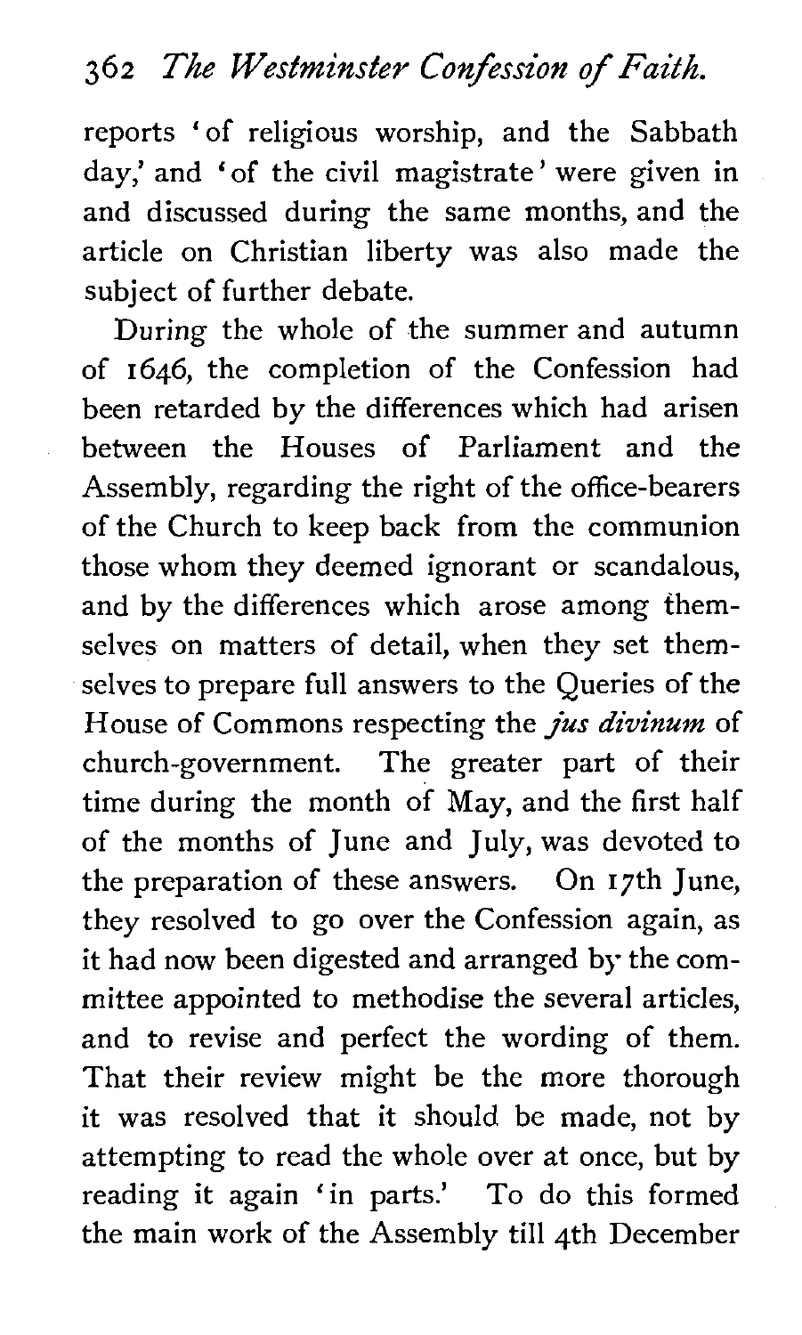reports 'of religious worship, and the Sabbath day,' and 'of the civil magistrate' were given in and discussed during the same months, and the article on Christian liberty was also made the subject of further debate.

During the whole of the summer and autumn of 1646, the completion of the Confession had been retarded by the differences which had arisen between the Houses of Parliament and the Assembly, regarding the right of the office-bearers of the Church to keep back from the communion those whom they deemed ignorant or scandalous, and by the differences which arose among themselves on matters of detail, when they set themselves to prepare full answers to the Queries of the House of Commons respecting the *jus divinum* of church-government. The greater part of their time during the month of May, and the first half of the months of June and July, was devoted to the preparation of these answers. On 17th June, they resolved to go over the Confession again, as it had now been digested and arranged by the committee appointed to methodise the several articles, and to revise and perfect the wording of them. That their review might be the more thorough it was resolved that it should be made, not by attempting to read the whole over at once, but by reading it again 'in parts.' To do this formed the main work of the Assembly till 4th December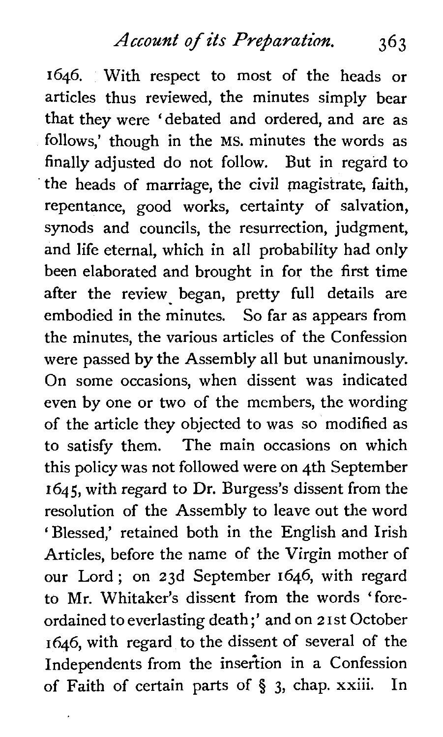1646. With respect to most of the heads or articles thus reviewed, the minutes simply bear that they were 'debated and ordered, and are as follows,' though in the MS. minutes the words as finally adjusted do not follow. But in regard to the heads of marriage, the civil magistrate, faith, repentance, good works, certainty of salvation, synods and councils, the resurrection, judgment, and life eternal, which in all probability had only been elaborated and brought in for the first time after the review began, pretty full details are embodied in the minutes. So far as appears from the minutes, the various articles of the Confession were passed by the Assembly all but unanimously. On some occasions, when dissent was indicated even by one or two of the members, the wording of the article they objected to was so modified as to satisfy them. The main occasions on which this policy was not followed were on 4th September 1645, with regard to Dr. Burgess's dissent from the resolution of the Assembly to leave out the word 'Blessed,' retained both in the English and Irish Articles, before the name of the Virgin mother of our Lord; on 23d September 1646, with regard to Mr. Whitaker's dissent from the words 'fore-ordained to everlasting death;' and on 21st October 1646, with regard to the dissent of several of the Independents from the insertion in a Confession of Faith of certain parts of § 3, chap. xxiii. In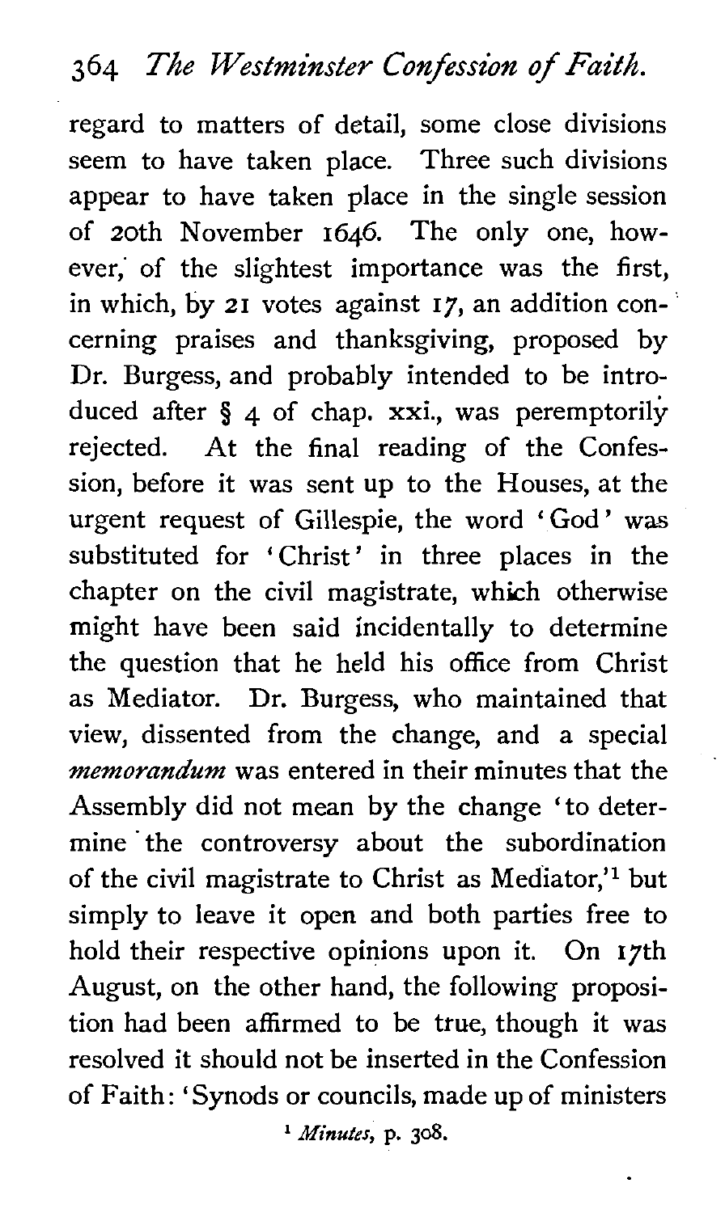regard to matters of detail, some close divisions seem to have taken place. Three such divisions appear to have taken place in the single session of 20th November 1646. The only one, however, of the slightest importance was the first, in which, by 21 votes against 17, an addition concerning praises and thanksgiving, proposed by Dr. Burgess, and probably intended to be introduced after § 4 of chap. xxi., was peremptorily rejected. At the final reading of the Confession, before it was sent up to the Houses, at the urgent request of Gillespie, the word 'God' was substituted for 'Christ' in three places in the chapter on the civil magistrate, which otherwise might have been said incidentally to determine the question that he held his office from Christ as Mediator. Dr. Burgess, who maintained that view, dissented from the change, and a special *memorandum* was entered in their minutes that the Assembly did not mean by the change 'to determine the controversy about the subordination of the civil magistrate to Christ as Mediator,'[1] but simply to leave it open and both parties free to hold their respective opinions upon it. On 17th August, on the other hand, the following proposition had been affirmed to be true, though it was resolved it should not be inserted in the Confession of Faith: 'Synods or councils, made up of ministers

[1] *Minutes*, p. 308.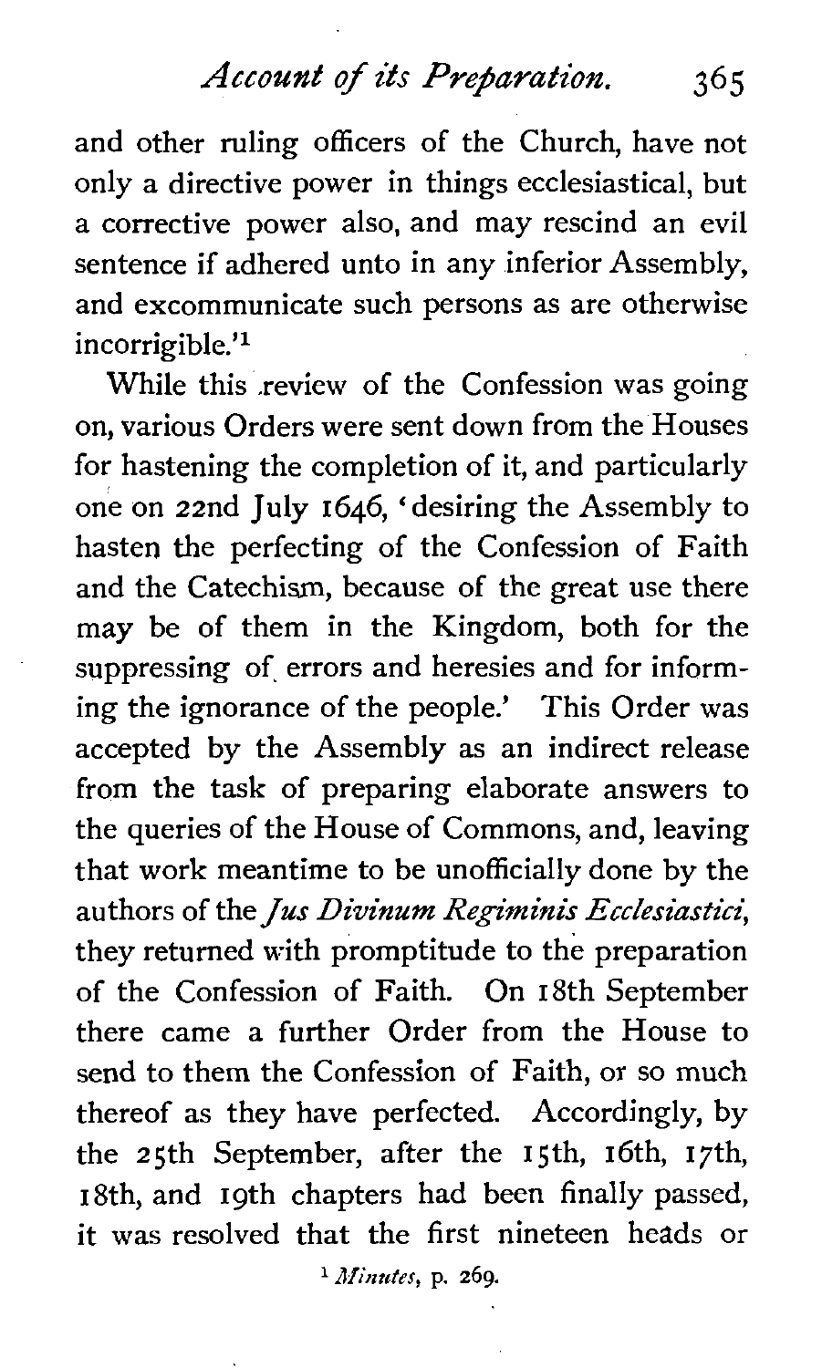and other ruling officers of the Church, have not only a directive power in things ecclesiastical, but a corrective power also, and may rescind an evil sentence if adhered unto in any inferior Assembly, and excommunicate such persons as are otherwise incorrigible.'[1]

While this review of the Confession was going on, various Orders were sent down from the Houses for hastening the completion of it, and particularly one on 22nd July 1646, 'desiring the Assembly to hasten the perfecting of the Confession of Faith and the Catechism, because of the great use there may be of them in the Kingdom, both for the suppressing of errors and heresies and for informing the ignorance of the people.' This Order was accepted by the Assembly as an indirect release from the task of preparing elaborate answers to the queries of the House of Commons, and, leaving that work meantime to be unofficially done by the authors of the *Jus Divinum Regiminis Ecclesiastici*, they returned with promptitude to the preparation of the Confession of Faith. On 18th September there came a further Order from the House to send to them the Confession of Faith, or so much thereof as they have perfected. Accordingly, by the 25th September, after the 15th, 16th, 17th, 18th, and 19th chapters had been finally passed, it was resolved that the first nineteen heads or

[1] *Minutes*, p. 269.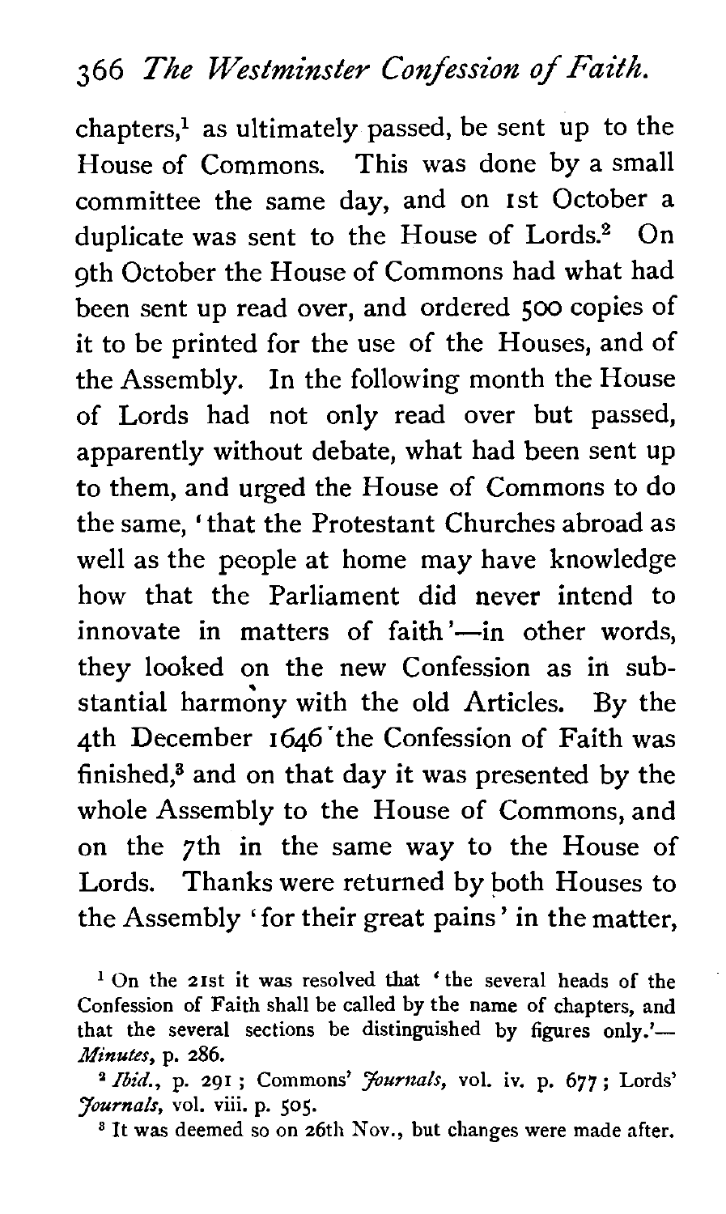chapters,[1] as ultimately passed, be sent up to the House of Commons. This was done by a small committee the same day, and on 1st October a duplicate was sent to the House of Lords.[2] On 9th October the House of Commons had what had been sent up read over, and ordered 500 copies of it to be printed for the use of the Houses, and of the Assembly. In the following month the House of Lords had not only read over but passed, apparently without debate, what had been sent up to them, and urged the House of Commons to do the same, 'that the Protestant Churches abroad as well as the people at home may have knowledge how that the Parliament did never intend to innovate in matters of faith'—in other words, they looked on the new Confession as in substantial harmony with the old Articles. By the 4th December 1646 the Confession of Faith was finished,[3] and on that day it was presented by the whole Assembly to the House of Commons, and on the 7th in the same way to the House of Lords. Thanks were returned by both Houses to the Assembly 'for their great pains' in the matter,

[1] On the 21st it was resolved that 'the several heads of the Confession of Faith shall be called by the name of chapters, and that the several sections be distinguished by figures only.'—*Minutes*, p. 286.

[2] *Ibid.*, p. 291; Commons' *Journals*, vol. iv. p. 677; Lords' *Journals*, vol. viii. p. 505.

[3] It was deemed so on 26th Nov., but changes were made after.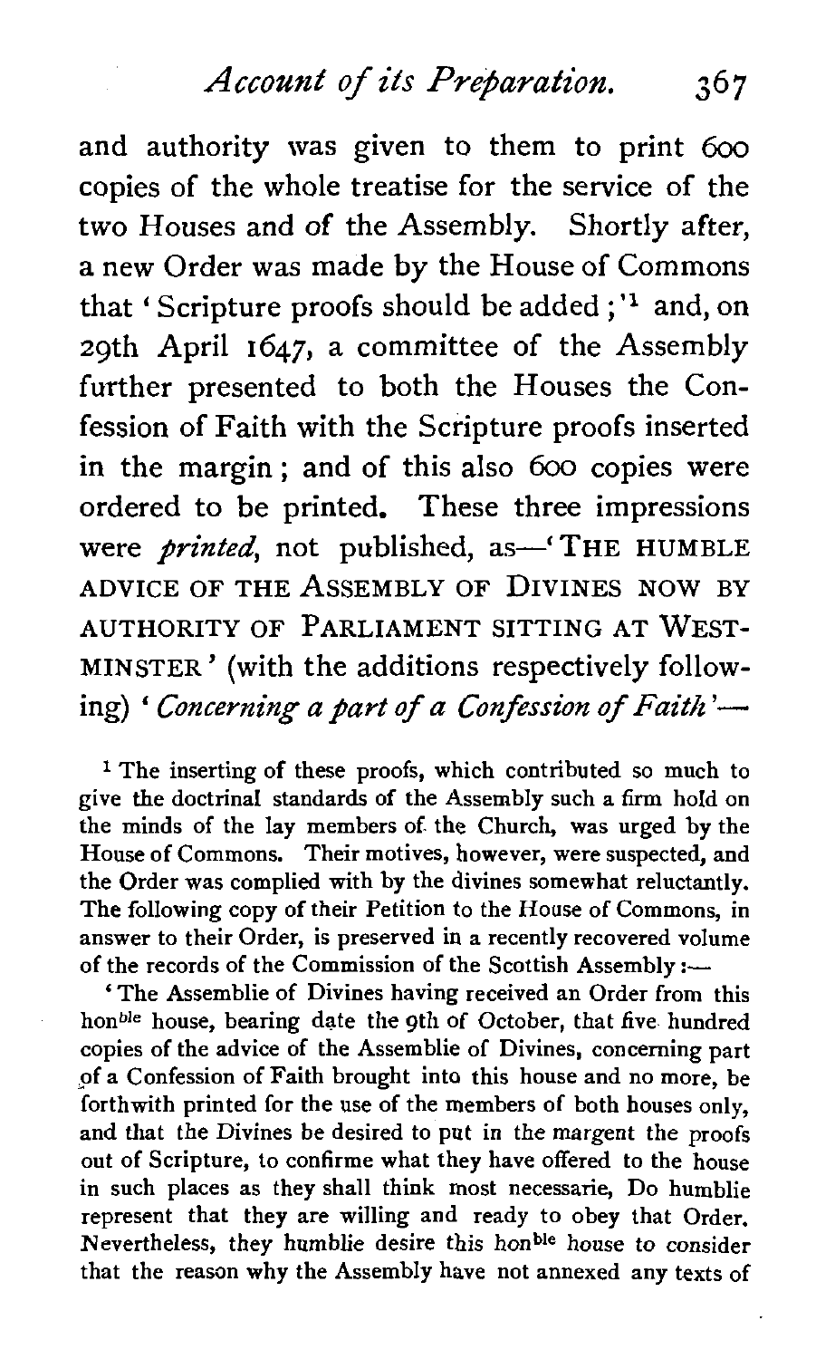and authority was given to them to print 600 copies of the whole treatise for the service of the two Houses and of the Assembly. Shortly after, a new Order was made by the House of Commons that 'Scripture proofs should be added;'[1] and, on 29th April 1647, a committee of the Assembly further presented to both the Houses the Confession of Faith with the Scripture proofs inserted in the margin; and of this also 600 copies were ordered to be printed. These three impressions were *printed*, not published, as—'THE HUMBLE ADVICE OF THE ASSEMBLY OF DIVINES NOW BY AUTHORITY OF PARLIAMENT SITTING AT WESTMINSTER' (with the additions respectively following) '*Concerning a part of a Confession of Faith*'—

[1] The inserting of these proofs, which contributed so much to give the doctrinal standards of the Assembly such a firm hold on the minds of the lay members of the Church, was urged by the House of Commons. Their motives, however, were suspected, and the Order was complied with by the divines somewhat reluctantly. The following copy of their Petition to the House of Commons, in answer to their Order, is preserved in a recently recovered volume of the records of the Commission of the Scottish Assembly:—

'The Assemblie of Divines having received an Order from this hon^ble house, bearing date the 9th of October, that five hundred copies of the advice of the Assemblie of Divines, concerning part of a Confession of Faith brought into this house and no more, be forthwith printed for the use of the members of both houses only, and that the Divines be desired to put in the margent the proofs out of Scripture, to confirme what they have offered to the house in such places as they shall think most necessarie, Do humblie represent that they are willing and ready to obey that Order. Nevertheless, they humblie desire this hon^ble house to consider that the reason why the Assembly have not annexed any texts of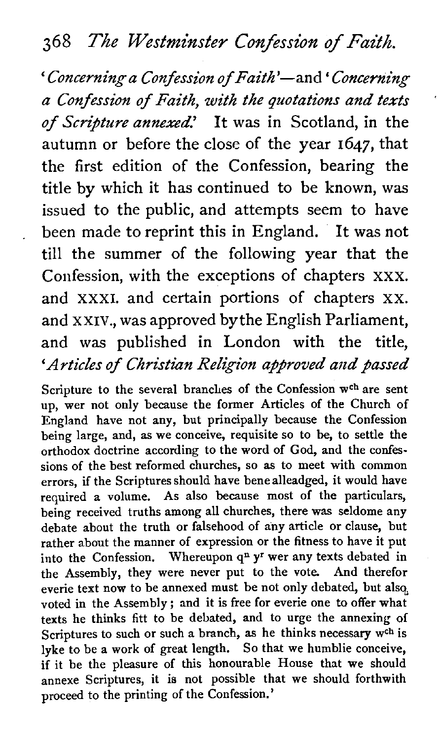'*Concerning a Confession of Faith*'—and '*Concerning a Confession of Faith, with the quotations and texts of Scripture annexed.*' It was in Scotland, in the autumn or before the close of the year 1647, that the first edition of the Confession, bearing the title by which it has continued to be known, was issued to the public, and attempts seem to have been made to reprint this in England. It was not till the summer of the following year that the Confession, with the exceptions of chapters XXX. and XXXI. and certain portions of chapters XX. and XXIV., was approved by the English Parliament, and was published in London with the title, '*Articles of Christian Religion approved and passed*

Scripture to the several branches of the Confession w[ch] are sent up, wer not only because the former Articles of the Church of England have not any, but principally because the Confession being large, and, as we conceive, requisite so to be, to settle the orthodox doctrine according to the word of God, and the confessions of the best reformed churches, so as to meet with common errors, if the Scriptures should have bene alleadged, it would have required a volume. As also because most of the particulars, being received truths among all churches, there was seldome any debate about the truth or falsehood of any article or clause, but rather about the manner of expression or the fitness to have it put into the Confession. Whereupon q[n] y[r] wer any texts debated in the Assembly, they were never put to the vote. And therefor everie text now to be annexed must be not only debated, but also voted in the Assembly; and it is free for everie one to offer what texts he thinks fitt to be debated, and to urge the annexing of Scriptures to such or such a branch, as he thinks necessary w[ch] is lyke to be a work of great length. So that we humblie conceive, if it be the pleasure of this honourable House that we should annexe Scriptures, it is not possible that we should forthwith proceed to the printing of the Confession.'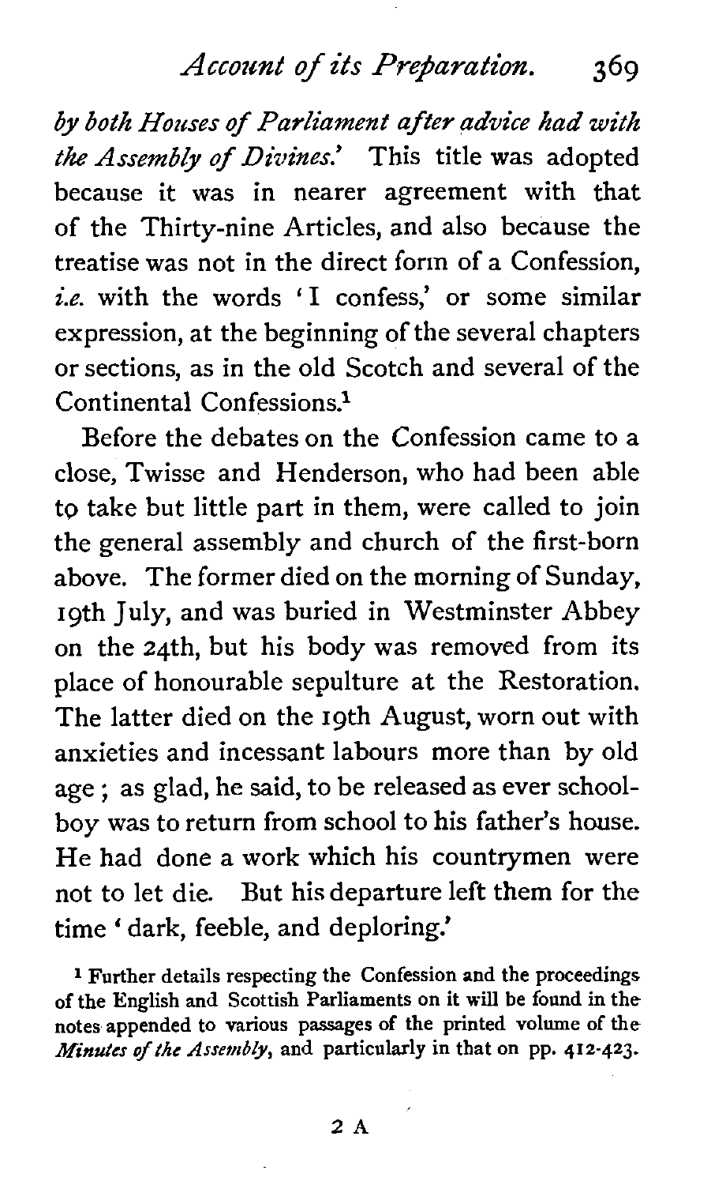*by both Houses of Parliament after advice had with the Assembly of Divines.'* This title was adopted because it was in nearer agreement with that of the Thirty-nine Articles, and also because the treatise was not in the direct form of a Confession, *i.e.* with the words 'I confess,' or some similar expression, at the beginning of the several chapters or sections, as in the old Scotch and several of the Continental Confessions.[1]

Before the debates on the Confession came to a close, Twisse and Henderson, who had been able to take but little part in them, were called to join the general assembly and church of the first-born above. The former died on the morning of Sunday, 19th July, and was buried in Westminster Abbey on the 24th, but his body was removed from its place of honourable sepulture at the Restoration. The latter died on the 19th August, worn out with anxieties and incessant labours more than by old age; as glad, he said, to be released as ever schoolboy was to return from school to his father's house. He had done a work which his countrymen were not to let die. But his departure left them for the time 'dark, feeble, and deploring.'

[1] Further details respecting the Confession and the proceedings of the English and Scottish Parliaments on it will be found in the notes appended to various passages of the printed volume of the *Minutes of the Assembly*, and particularly in that on pp. 412-423.